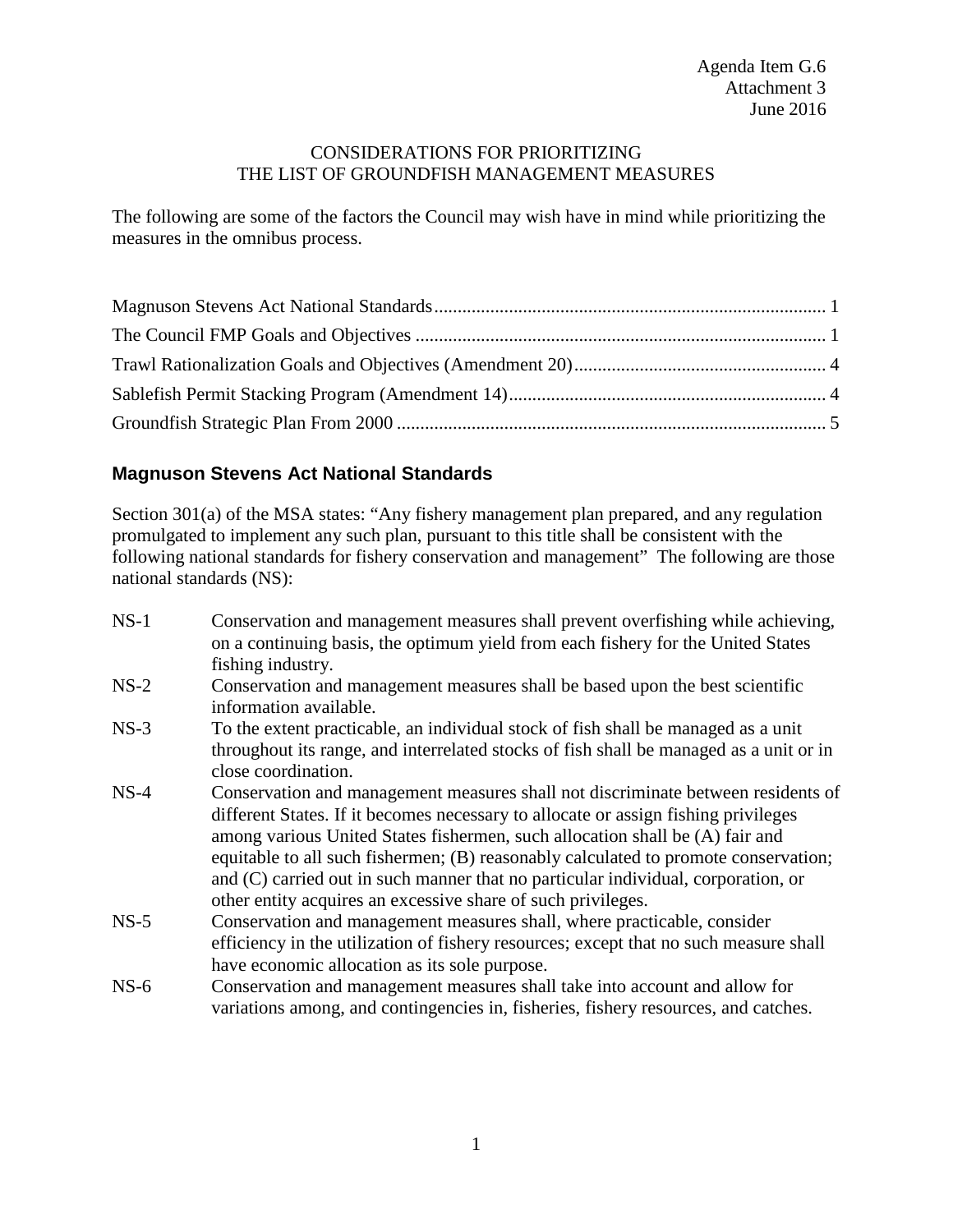Agenda Item G.6
Attachment 3
June 2016

CONSIDERATIONS FOR PRIORITIZING
THE LIST OF GROUNDFISH MANAGEMENT MEASURES

The following are some of the factors the Council may wish have in mind while prioritizing the measures in the omnibus process.

Magnuson Stevens Act National Standards ........................................ 1
The Council FMP Goals and Objectives ........................................ 1
Trawl Rationalization Goals and Objectives (Amendment 20) ........................................ 4
Sablefish Permit Stacking Program (Amendment 14) ........................................ 4
Groundfish Strategic Plan From 2000 ........................................ 5

## Magnuson Stevens Act National Standards

Section 301(a) of the MSA states: "Any fishery management plan prepared, and any regulation promulgated to implement any such plan, pursuant to this title shall be consistent with the following national standards for fishery conservation and management" The following are those national standards (NS):

| | |
|---|---|
| NS-1 | Conservation and management measures shall prevent overfishing while achieving, on a continuing basis, the optimum yield from each fishery for the United States fishing industry. |
| NS-2 | Conservation and management measures shall be based upon the best scientific information available. |
| NS-3 | To the extent practicable, an individual stock of fish shall be managed as a unit throughout its range, and interrelated stocks of fish shall be managed as a unit or in close coordination. |
| NS-4 | Conservation and management measures shall not discriminate between residents of different States. If it becomes necessary to allocate or assign fishing privileges among various United States fishermen, such allocation shall be (A) fair and equitable to all such fishermen; (B) reasonably calculated to promote conservation; and (C) carried out in such manner that no particular individual, corporation, or other entity acquires an excessive share of such privileges. |
| NS-5 | Conservation and management measures shall, where practicable, consider efficiency in the utilization of fishery resources; except that no such measure shall have economic allocation as its sole purpose. |
| NS-6 | Conservation and management measures shall take into account and allow for variations among, and contingencies in, fisheries, fishery resources, and catches. |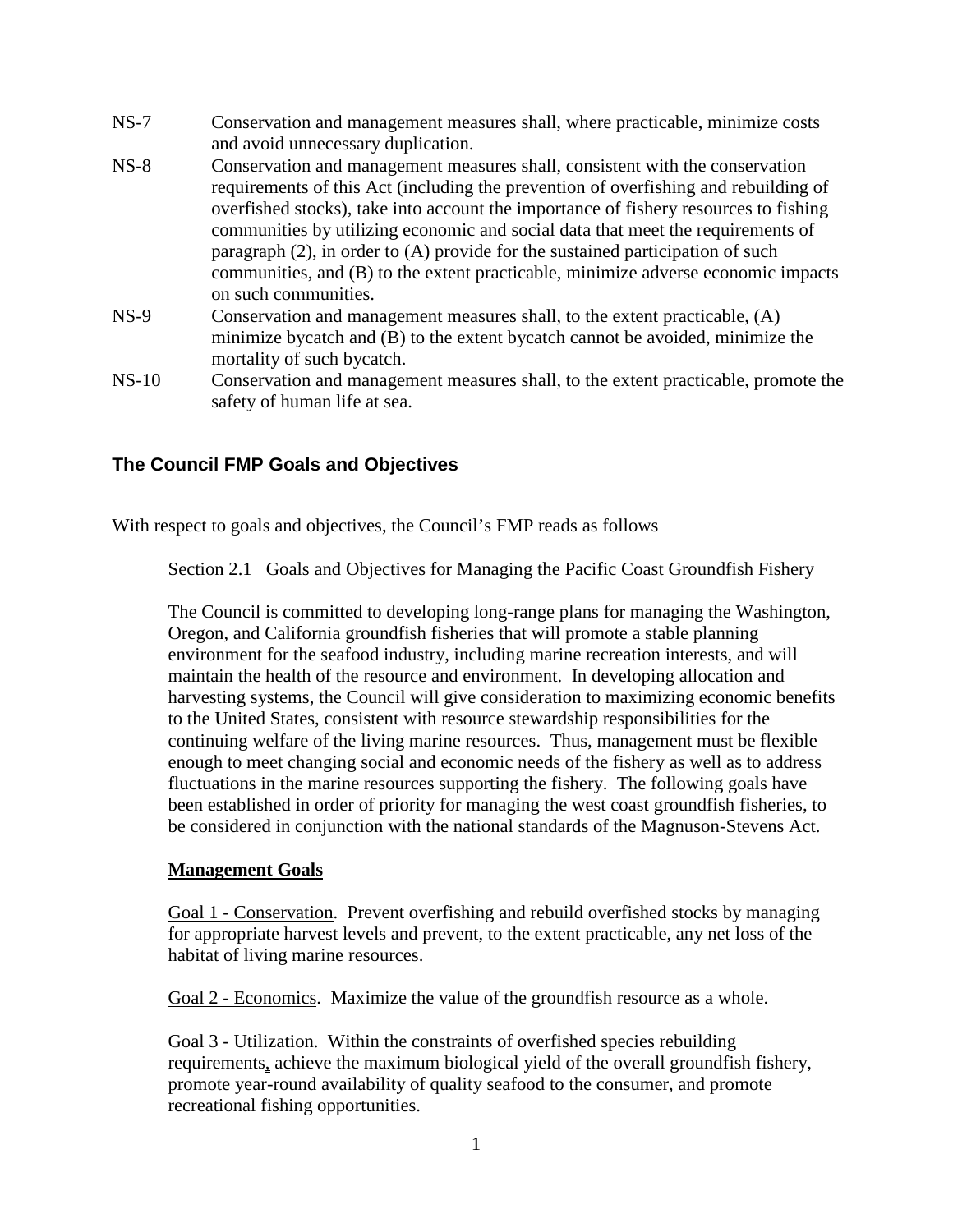| | |
|---|---|
| NS-7 | Conservation and management measures shall, where practicable, minimize costs and avoid unnecessary duplication. |
| NS-8 | Conservation and management measures shall, consistent with the conservation requirements of this Act (including the prevention of overfishing and rebuilding of overfished stocks), take into account the importance of fishery resources to fishing communities by utilizing economic and social data that meet the requirements of paragraph (2), in order to (A) provide for the sustained participation of such communities, and (B) to the extent practicable, minimize adverse economic impacts on such communities. |
| NS-9 | Conservation and management measures shall, to the extent practicable, (A) minimize bycatch and (B) to the extent bycatch cannot be avoided, minimize the mortality of such bycatch. |
| NS-10 | Conservation and management measures shall, to the extent practicable, promote the safety of human life at sea. |

## The Council FMP Goals and Objectives

With respect to goals and objectives, the Council's FMP reads as follows

> Section 2.1 Goals and Objectives for Managing the Pacific Coast Groundfish Fishery
>
> The Council is committed to developing long-range plans for managing the Washington, Oregon, and California groundfish fisheries that will promote a stable planning environment for the seafood industry, including marine recreation interests, and will maintain the health of the resource and environment. In developing allocation and harvesting systems, the Council will give consideration to maximizing economic benefits to the United States, consistent with resource stewardship responsibilities for the continuing welfare of the living marine resources. Thus, management must be flexible enough to meet changing social and economic needs of the fishery as well as to address fluctuations in the marine resources supporting the fishery. The following goals have been established in order of priority for managing the west coast groundfish fisheries, to be considered in conjunction with the national standards of the Magnuson-Stevens Act.
>
> **Management Goals**
>
> Goal 1 - Conservation. Prevent overfishing and rebuild overfished stocks by managing for appropriate harvest levels and prevent, to the extent practicable, any net loss of the habitat of living marine resources.
>
> Goal 2 - Economics. Maximize the value of the groundfish resource as a whole.
>
> Goal 3 - Utilization. Within the constraints of overfished species rebuilding requirements, achieve the maximum biological yield of the overall groundfish fishery, promote year-round availability of quality seafood to the consumer, and promote recreational fishing opportunities.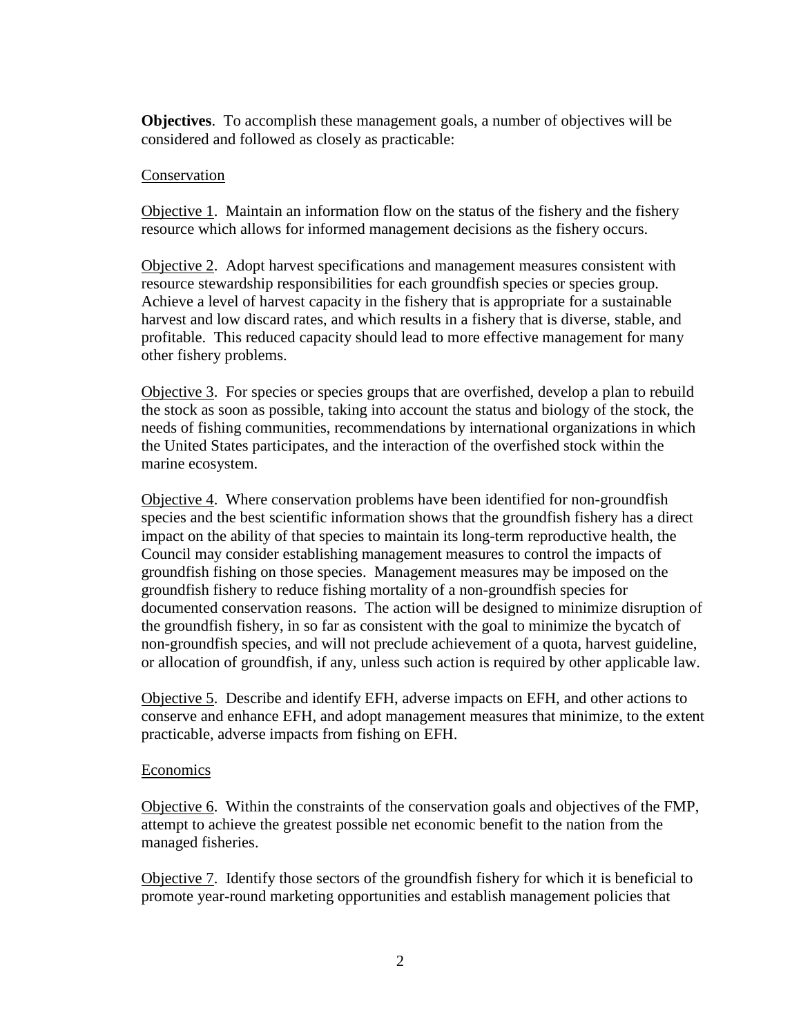**Objectives**. To accomplish these management goals, a number of objectives will be considered and followed as closely as practicable:

<u>Conservation</u>

<u>Objective 1</u>. Maintain an information flow on the status of the fishery and the fishery resource which allows for informed management decisions as the fishery occurs.

<u>Objective 2</u>. Adopt harvest specifications and management measures consistent with resource stewardship responsibilities for each groundfish species or species group. Achieve a level of harvest capacity in the fishery that is appropriate for a sustainable harvest and low discard rates, and which results in a fishery that is diverse, stable, and profitable. This reduced capacity should lead to more effective management for many other fishery problems.

<u>Objective 3</u>. For species or species groups that are overfished, develop a plan to rebuild the stock as soon as possible, taking into account the status and biology of the stock, the needs of fishing communities, recommendations by international organizations in which the United States participates, and the interaction of the overfished stock within the marine ecosystem.

<u>Objective 4</u>. Where conservation problems have been identified for non-groundfish species and the best scientific information shows that the groundfish fishery has a direct impact on the ability of that species to maintain its long-term reproductive health, the Council may consider establishing management measures to control the impacts of groundfish fishing on those species. Management measures may be imposed on the groundfish fishery to reduce fishing mortality of a non-groundfish species for documented conservation reasons. The action will be designed to minimize disruption of the groundfish fishery, in so far as consistent with the goal to minimize the bycatch of non-groundfish species, and will not preclude achievement of a quota, harvest guideline, or allocation of groundfish, if any, unless such action is required by other applicable law.

<u>Objective 5</u>. Describe and identify EFH, adverse impacts on EFH, and other actions to conserve and enhance EFH, and adopt management measures that minimize, to the extent practicable, adverse impacts from fishing on EFH.

<u>Economics</u>

<u>Objective 6</u>. Within the constraints of the conservation goals and objectives of the FMP, attempt to achieve the greatest possible net economic benefit to the nation from the managed fisheries.

<u>Objective 7</u>. Identify those sectors of the groundfish fishery for which it is beneficial to promote year-round marketing opportunities and establish management policies that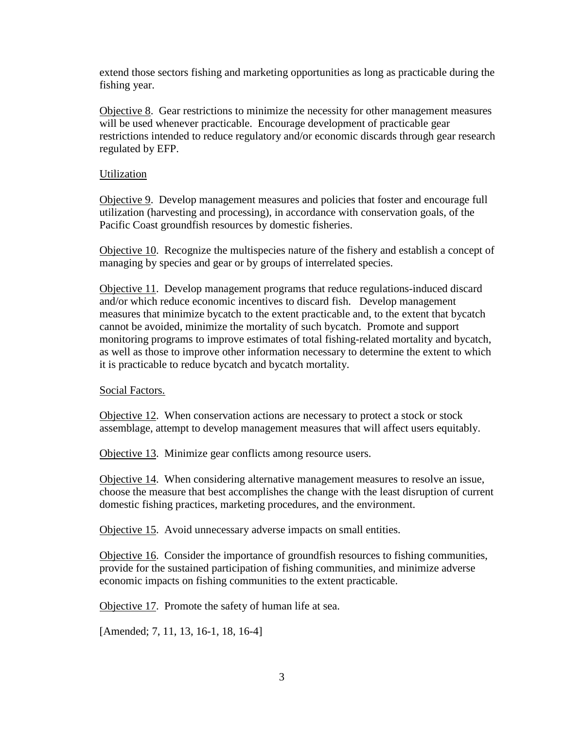extend those sectors fishing and marketing opportunities as long as practicable during the fishing year.

Objective 8. Gear restrictions to minimize the necessity for other management measures will be used whenever practicable. Encourage development of practicable gear restrictions intended to reduce regulatory and/or economic discards through gear research regulated by EFP.

Utilization

Objective 9. Develop management measures and policies that foster and encourage full utilization (harvesting and processing), in accordance with conservation goals, of the Pacific Coast groundfish resources by domestic fisheries.

Objective 10. Recognize the multispecies nature of the fishery and establish a concept of managing by species and gear or by groups of interrelated species.

Objective 11. Develop management programs that reduce regulations-induced discard and/or which reduce economic incentives to discard fish. Develop management measures that minimize bycatch to the extent practicable and, to the extent that bycatch cannot be avoided, minimize the mortality of such bycatch. Promote and support monitoring programs to improve estimates of total fishing-related mortality and bycatch, as well as those to improve other information necessary to determine the extent to which it is practicable to reduce bycatch and bycatch mortality.

Social Factors.

Objective 12. When conservation actions are necessary to protect a stock or stock assemblage, attempt to develop management measures that will affect users equitably.

Objective 13. Minimize gear conflicts among resource users.

Objective 14. When considering alternative management measures to resolve an issue, choose the measure that best accomplishes the change with the least disruption of current domestic fishing practices, marketing procedures, and the environment.

Objective 15. Avoid unnecessary adverse impacts on small entities.

Objective 16. Consider the importance of groundfish resources to fishing communities, provide for the sustained participation of fishing communities, and minimize adverse economic impacts on fishing communities to the extent practicable.

Objective 17. Promote the safety of human life at sea.

[Amended; 7, 11, 13, 16-1, 18, 16-4]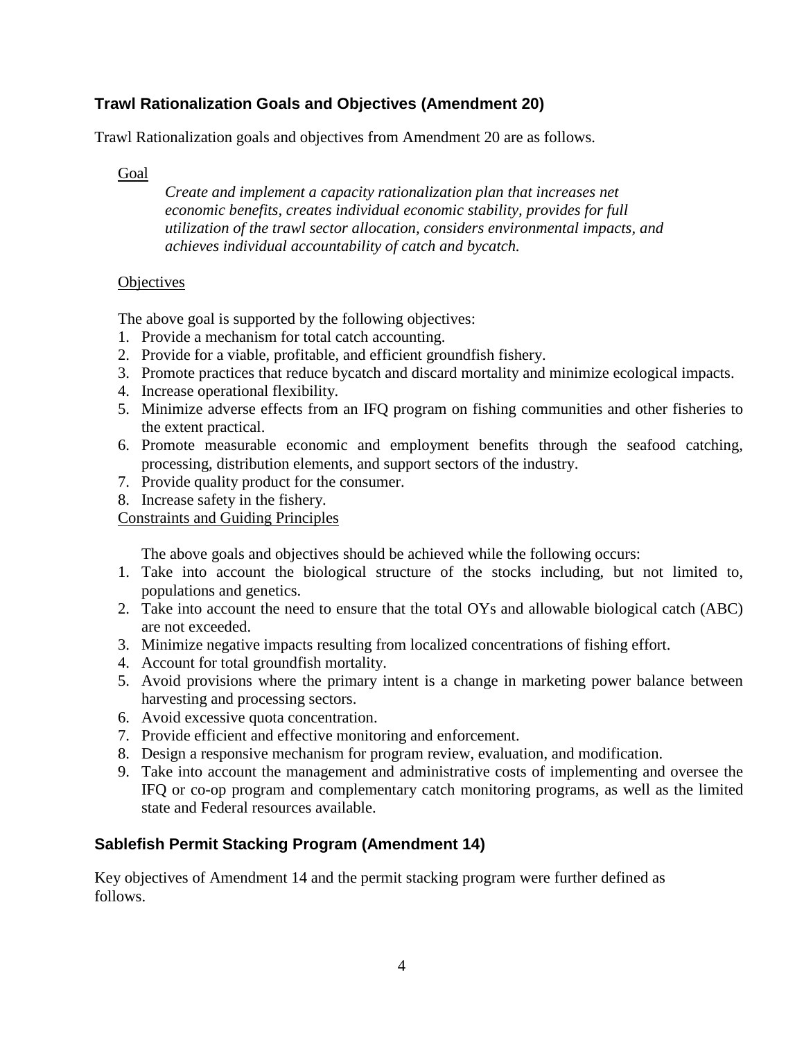### Trawl Rationalization Goals and Objectives (Amendment 20)

Trawl Rationalization goals and objectives from Amendment 20 are as follows.

Goal

*Create and implement a capacity rationalization plan that increases net economic benefits, creates individual economic stability, provides for full utilization of the trawl sector allocation, considers environmental impacts, and achieves individual accountability of catch and bycatch.*

Objectives

The above goal is supported by the following objectives:

1. Provide a mechanism for total catch accounting.
2. Provide for a viable, profitable, and efficient groundfish fishery.
3. Promote practices that reduce bycatch and discard mortality and minimize ecological impacts.
4. Increase operational flexibility.
5. Minimize adverse effects from an IFQ program on fishing communities and other fisheries to the extent practical.
6. Promote measurable economic and employment benefits through the seafood catching, processing, distribution elements, and support sectors of the industry.
7. Provide quality product for the consumer.
8. Increase safety in the fishery.

Constraints and Guiding Principles

The above goals and objectives should be achieved while the following occurs:

1. Take into account the biological structure of the stocks including, but not limited to, populations and genetics.
2. Take into account the need to ensure that the total OYs and allowable biological catch (ABC) are not exceeded.
3. Minimize negative impacts resulting from localized concentrations of fishing effort.
4. Account for total groundfish mortality.
5. Avoid provisions where the primary intent is a change in marketing power balance between harvesting and processing sectors.
6. Avoid excessive quota concentration.
7. Provide efficient and effective monitoring and enforcement.
8. Design a responsive mechanism for program review, evaluation, and modification.
9. Take into account the management and administrative costs of implementing and oversee the IFQ or co-op program and complementary catch monitoring programs, as well as the limited state and Federal resources available.

### Sablefish Permit Stacking Program (Amendment 14)

Key objectives of Amendment 14 and the permit stacking program were further defined as follows.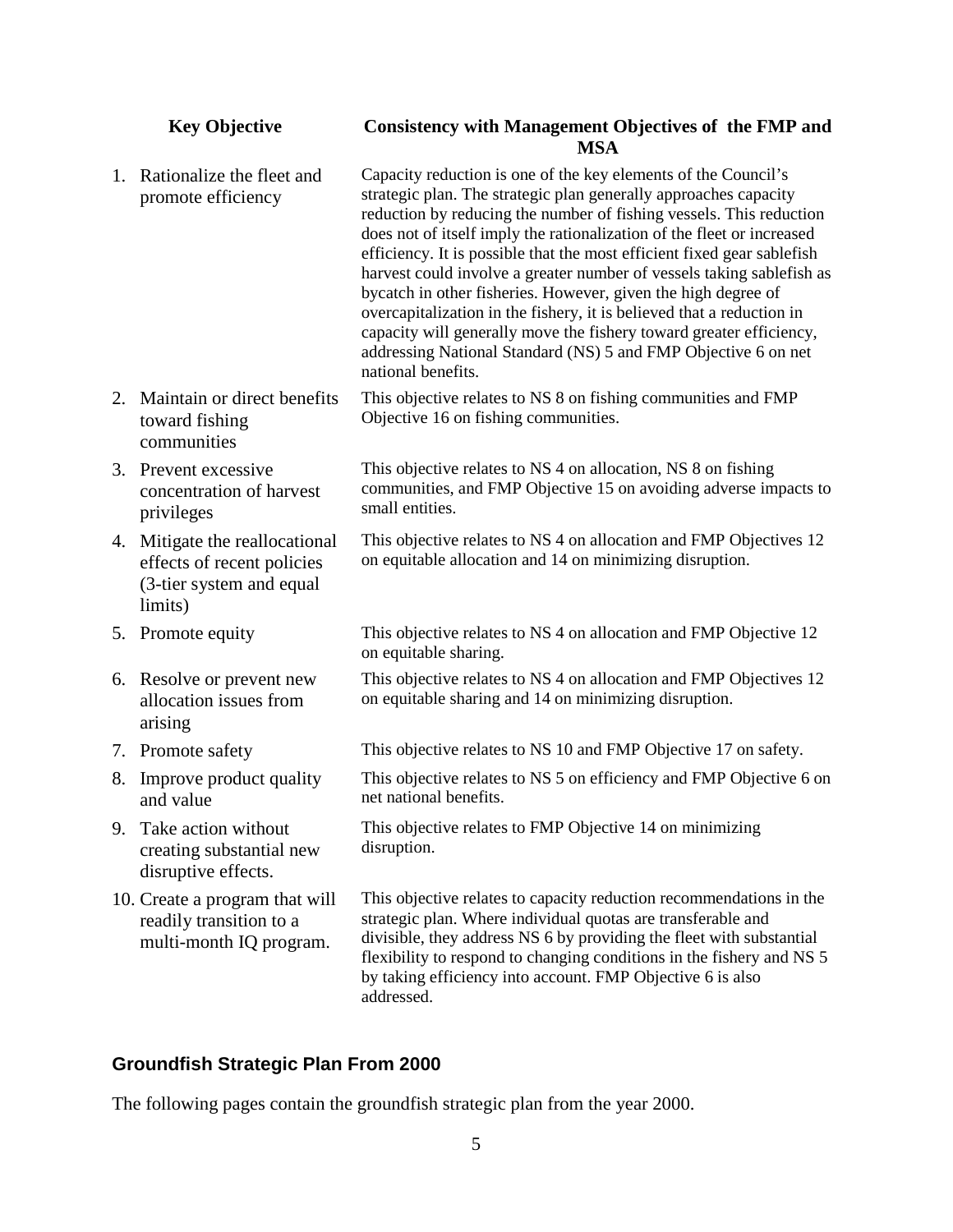| Key Objective | Consistency with Management Objectives of the FMP and MSA |
|---|---|
| 1. Rationalize the fleet and promote efficiency | Capacity reduction is one of the key elements of the Council's strategic plan. The strategic plan generally approaches capacity reduction by reducing the number of fishing vessels. This reduction does not of itself imply the rationalization of the fleet or increased efficiency. It is possible that the most efficient fixed gear sablefish harvest could involve a greater number of vessels taking sablefish as bycatch in other fisheries. However, given the high degree of overcapitalization in the fishery, it is believed that a reduction in capacity will generally move the fishery toward greater efficiency, addressing National Standard (NS) 5 and FMP Objective 6 on net national benefits. |
| 2. Maintain or direct benefits toward fishing communities | This objective relates to NS 8 on fishing communities and FMP Objective 16 on fishing communities. |
| 3. Prevent excessive concentration of harvest privileges | This objective relates to NS 4 on allocation, NS 8 on fishing communities, and FMP Objective 15 on avoiding adverse impacts to small entities. |
| 4. Mitigate the reallocational effects of recent policies (3-tier system and equal limits) | This objective relates to NS 4 on allocation and FMP Objectives 12 on equitable allocation and 14 on minimizing disruption. |
| 5. Promote equity | This objective relates to NS 4 on allocation and FMP Objective 12 on equitable sharing. |
| 6. Resolve or prevent new allocation issues from arising | This objective relates to NS 4 on allocation and FMP Objectives 12 on equitable sharing and 14 on minimizing disruption. |
| 7. Promote safety | This objective relates to NS 10 and FMP Objective 17 on safety. |
| 8. Improve product quality and value | This objective relates to NS 5 on efficiency and FMP Objective 6 on net national benefits. |
| 9. Take action without creating substantial new disruptive effects. | This objective relates to FMP Objective 14 on minimizing disruption. |
| 10. Create a program that will readily transition to a multi-month IQ program. | This objective relates to capacity reduction recommendations in the strategic plan. Where individual quotas are transferable and divisible, they address NS 6 by providing the fleet with substantial flexibility to respond to changing conditions in the fishery and NS 5 by taking efficiency into account. FMP Objective 6 is also addressed. |

## Groundfish Strategic Plan From 2000

The following pages contain the groundfish strategic plan from the year 2000.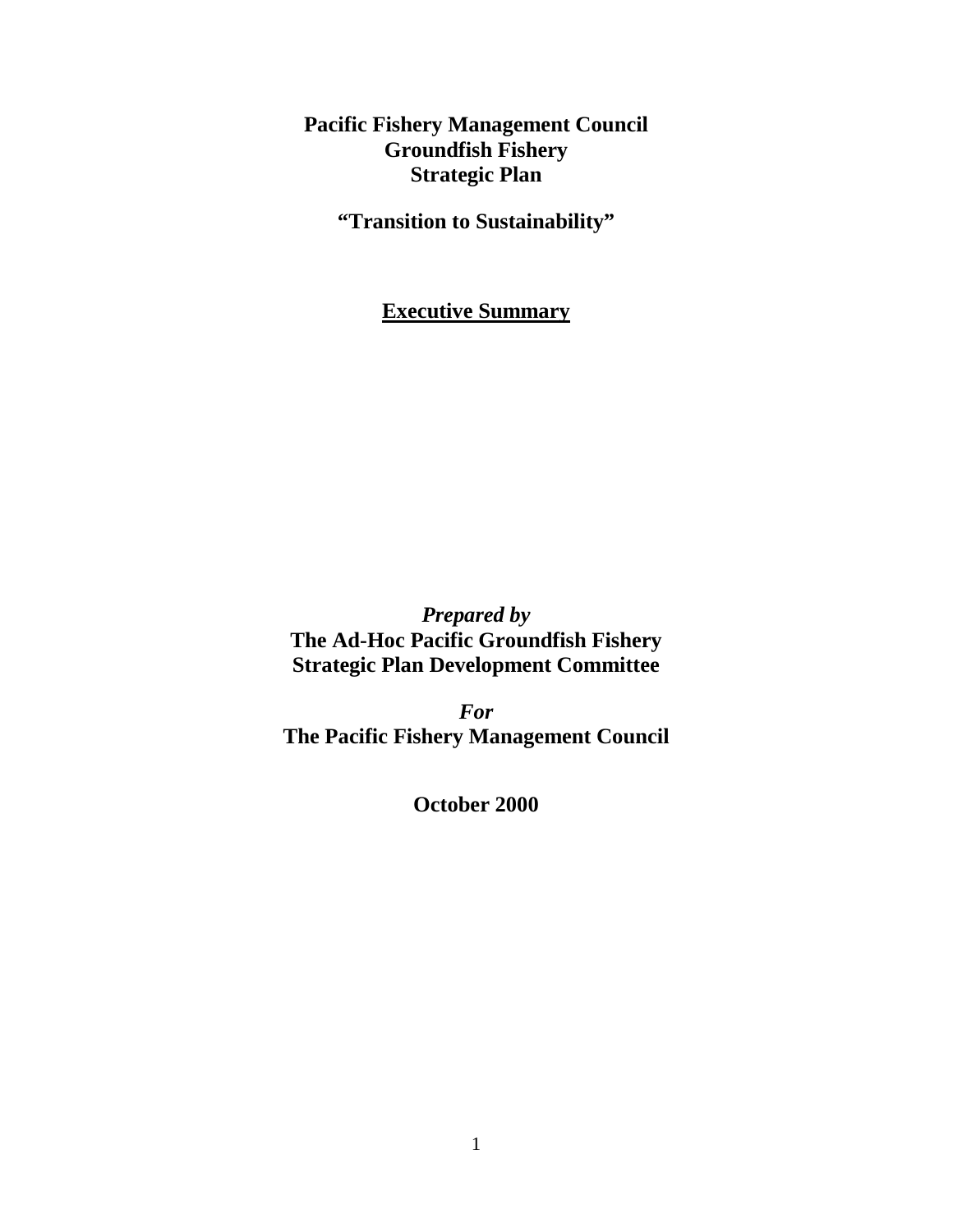**Pacific Fishery Management Council**
**Groundfish Fishery**
**Strategic Plan**

**"Transition to Sustainability"**

# Executive Summary

***Prepared by***
**The Ad-Hoc Pacific Groundfish Fishery**
**Strategic Plan Development Committee**

***For***
**The Pacific Fishery Management Council**

**October 2000**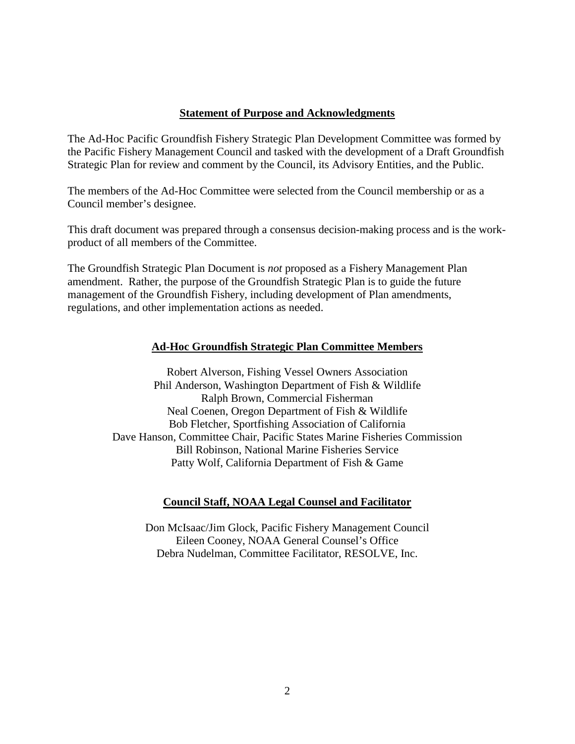## Statement of Purpose and Acknowledgments

The Ad-Hoc Pacific Groundfish Fishery Strategic Plan Development Committee was formed by the Pacific Fishery Management Council and tasked with the development of a Draft Groundfish Strategic Plan for review and comment by the Council, its Advisory Entities, and the Public.

The members of the Ad-Hoc Committee were selected from the Council membership or as a Council member's designee.

This draft document was prepared through a consensus decision-making process and is the work-product of all members of the Committee.

The Groundfish Strategic Plan Document is *not* proposed as a Fishery Management Plan amendment. Rather, the purpose of the Groundfish Strategic Plan is to guide the future management of the Groundfish Fishery, including development of Plan amendments, regulations, and other implementation actions as needed.

## Ad-Hoc Groundfish Strategic Plan Committee Members

Robert Alverson, Fishing Vessel Owners Association
Phil Anderson, Washington Department of Fish & Wildlife
Ralph Brown, Commercial Fisherman
Neal Coenen, Oregon Department of Fish & Wildlife
Bob Fletcher, Sportfishing Association of California
Dave Hanson, Committee Chair, Pacific States Marine Fisheries Commission
Bill Robinson, National Marine Fisheries Service
Patty Wolf, California Department of Fish & Game

## Council Staff, NOAA Legal Counsel and Facilitator

Don McIsaac/Jim Glock, Pacific Fishery Management Council
Eileen Cooney, NOAA General Counsel's Office
Debra Nudelman, Committee Facilitator, RESOLVE, Inc.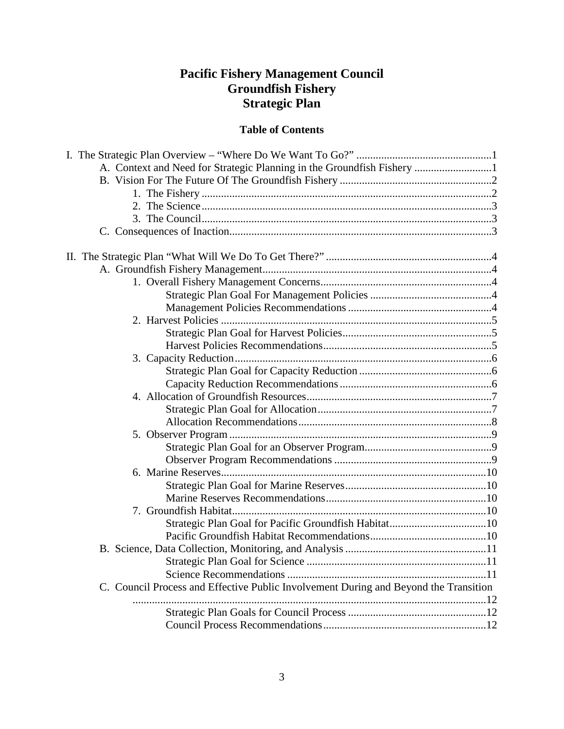# Pacific Fishery Management Council
# Groundfish Fishery
# Strategic Plan

## Table of Contents

I. The Strategic Plan Overview – "Where Do We Want To Go?" ..... 1
- A. Context and Need for Strategic Planning in the Groundfish Fishery ..... 1
- B. Vision For The Future Of The Groundfish Fishery ..... 2
  - 1. The Fishery ..... 2
  - 2. The Science ..... 3
  - 3. The Council ..... 3
- C. Consequences of Inaction ..... 3

II. The Strategic Plan "What Will We Do To Get There?" ..... 4
- A. Groundfish Fishery Management ..... 4
  - 1. Overall Fishery Management Concerns ..... 4
    - Strategic Plan Goal For Management Policies ..... 4
    - Management Policies Recommendations ..... 4
  - 2. Harvest Policies ..... 5
    - Strategic Plan Goal for Harvest Policies ..... 5
    - Harvest Policies Recommendations ..... 5
  - 3. Capacity Reduction ..... 6
    - Strategic Plan Goal for Capacity Reduction ..... 6
    - Capacity Reduction Recommendations ..... 6
  - 4. Allocation of Groundfish Resources ..... 7
    - Strategic Plan Goal for Allocation ..... 7
    - Allocation Recommendations ..... 8
  - 5. Observer Program ..... 9
    - Strategic Plan Goal for an Observer Program ..... 9
    - Observer Program Recommendations ..... 9
  - 6. Marine Reserves ..... 10
    - Strategic Plan Goal for Marine Reserves ..... 10
    - Marine Reserves Recommendations ..... 10
  - 7. Groundfish Habitat ..... 10
    - Strategic Plan Goal for Pacific Groundfish Habitat ..... 10
    - Pacific Groundfish Habitat Recommendations ..... 10
- B. Science, Data Collection, Monitoring, and Analysis ..... 11
  - Strategic Plan Goal for Science ..... 11
  - Science Recommendations ..... 11
- C. Council Process and Effective Public Involvement During and Beyond the Transition ..... 12
  - Strategic Plan Goals for Council Process ..... 12
  - Council Process Recommendations ..... 12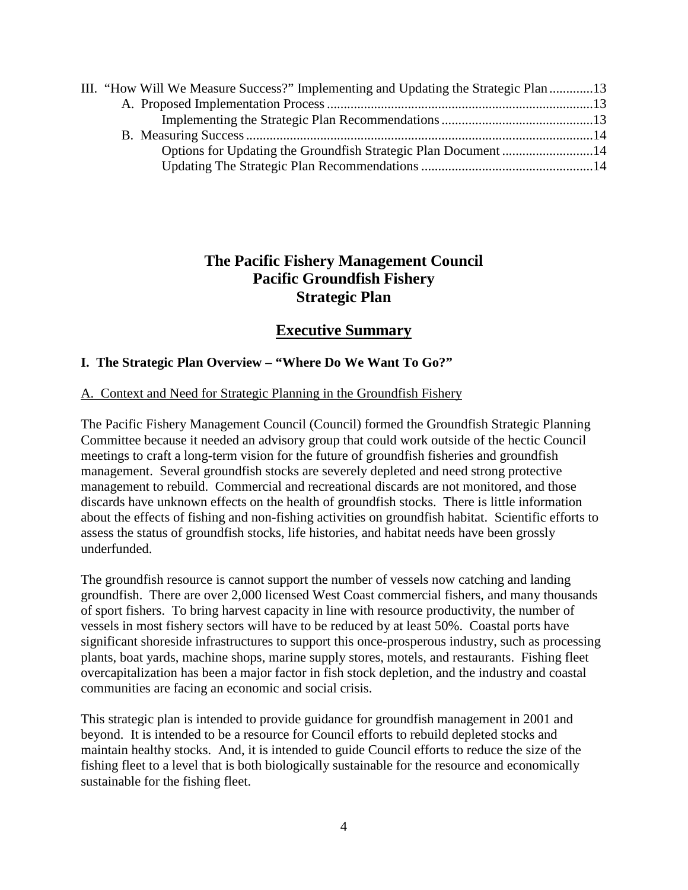III. "How Will We Measure Success?" Implementing and Updating the Strategic Plan .............13
- A. Proposed Implementation Process ...............................................................................13
  - Implementing the Strategic Plan Recommendations .............................................13
- B. Measuring Success .......................................................................................................14
  - Options for Updating the Groundfish Strategic Plan Document ...........................14
  - Updating The Strategic Plan Recommendations ...................................................14

# The Pacific Fishery Management Council
# Pacific Groundfish Fishery
# Strategic Plan

## Executive Summary

### I. The Strategic Plan Overview – "Where Do We Want To Go?"

#### A. Context and Need for Strategic Planning in the Groundfish Fishery

The Pacific Fishery Management Council (Council) formed the Groundfish Strategic Planning Committee because it needed an advisory group that could work outside of the hectic Council meetings to craft a long-term vision for the future of groundfish fisheries and groundfish management. Several groundfish stocks are severely depleted and need strong protective management to rebuild. Commercial and recreational discards are not monitored, and those discards have unknown effects on the health of groundfish stocks. There is little information about the effects of fishing and non-fishing activities on groundfish habitat. Scientific efforts to assess the status of groundfish stocks, life histories, and habitat needs have been grossly underfunded.

The groundfish resource is cannot support the number of vessels now catching and landing groundfish. There are over 2,000 licensed West Coast commercial fishers, and many thousands of sport fishers. To bring harvest capacity in line with resource productivity, the number of vessels in most fishery sectors will have to be reduced by at least 50%. Coastal ports have significant shoreside infrastructures to support this once-prosperous industry, such as processing plants, boat yards, machine shops, marine supply stores, motels, and restaurants. Fishing fleet overcapitalization has been a major factor in fish stock depletion, and the industry and coastal communities are facing an economic and social crisis.

This strategic plan is intended to provide guidance for groundfish management in 2001 and beyond. It is intended to be a resource for Council efforts to rebuild depleted stocks and maintain healthy stocks. And, it is intended to guide Council efforts to reduce the size of the fishing fleet to a level that is both biologically sustainable for the resource and economically sustainable for the fishing fleet.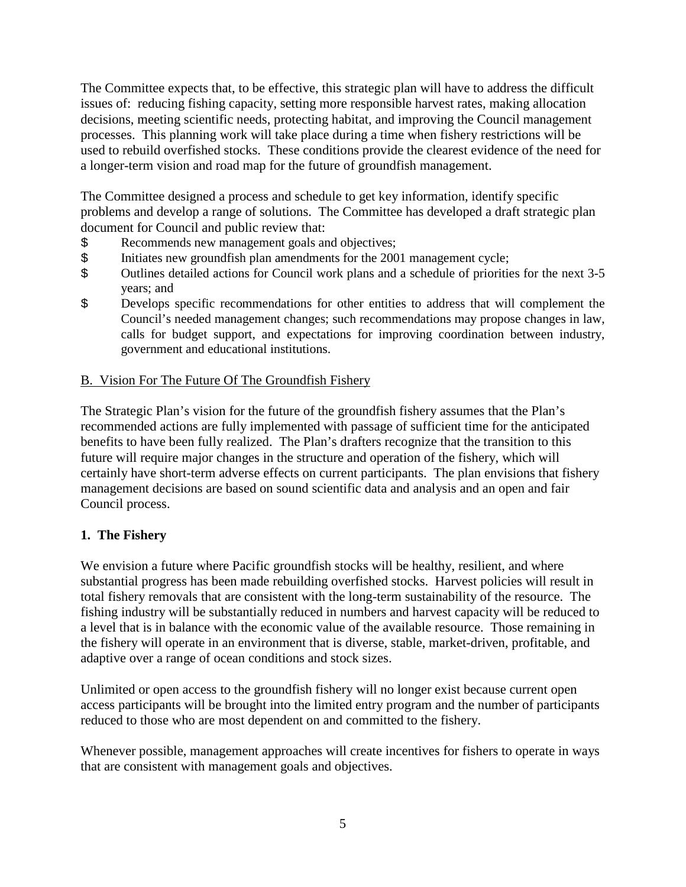The Committee expects that, to be effective, this strategic plan will have to address the difficult issues of: reducing fishing capacity, setting more responsible harvest rates, making allocation decisions, meeting scientific needs, protecting habitat, and improving the Council management processes. This planning work will take place during a time when fishery restrictions will be used to rebuild overfished stocks. These conditions provide the clearest evidence of the need for a longer-term vision and road map for the future of groundfish management.

The Committee designed a process and schedule to get key information, identify specific problems and develop a range of solutions. The Committee has developed a draft strategic plan document for Council and public review that:

- Recommends new management goals and objectives;
- Initiates new groundfish plan amendments for the 2001 management cycle;
- Outlines detailed actions for Council work plans and a schedule of priorities for the next 3-5 years; and
- Develops specific recommendations for other entities to address that will complement the Council's needed management changes; such recommendations may propose changes in law, calls for budget support, and expectations for improving coordination between industry, government and educational institutions.

B. Vision For The Future Of The Groundfish Fishery

The Strategic Plan's vision for the future of the groundfish fishery assumes that the Plan's recommended actions are fully implemented with passage of sufficient time for the anticipated benefits to have been fully realized. The Plan's drafters recognize that the transition to this future will require major changes in the structure and operation of the fishery, which will certainly have short-term adverse effects on current participants. The plan envisions that fishery management decisions are based on sound scientific data and analysis and an open and fair Council process.

**1. The Fishery**

We envision a future where Pacific groundfish stocks will be healthy, resilient, and where substantial progress has been made rebuilding overfished stocks. Harvest policies will result in total fishery removals that are consistent with the long-term sustainability of the resource. The fishing industry will be substantially reduced in numbers and harvest capacity will be reduced to a level that is in balance with the economic value of the available resource. Those remaining in the fishery will operate in an environment that is diverse, stable, market-driven, profitable, and adaptive over a range of ocean conditions and stock sizes.

Unlimited or open access to the groundfish fishery will no longer exist because current open access participants will be brought into the limited entry program and the number of participants reduced to those who are most dependent on and committed to the fishery.

Whenever possible, management approaches will create incentives for fishers to operate in ways that are consistent with management goals and objectives.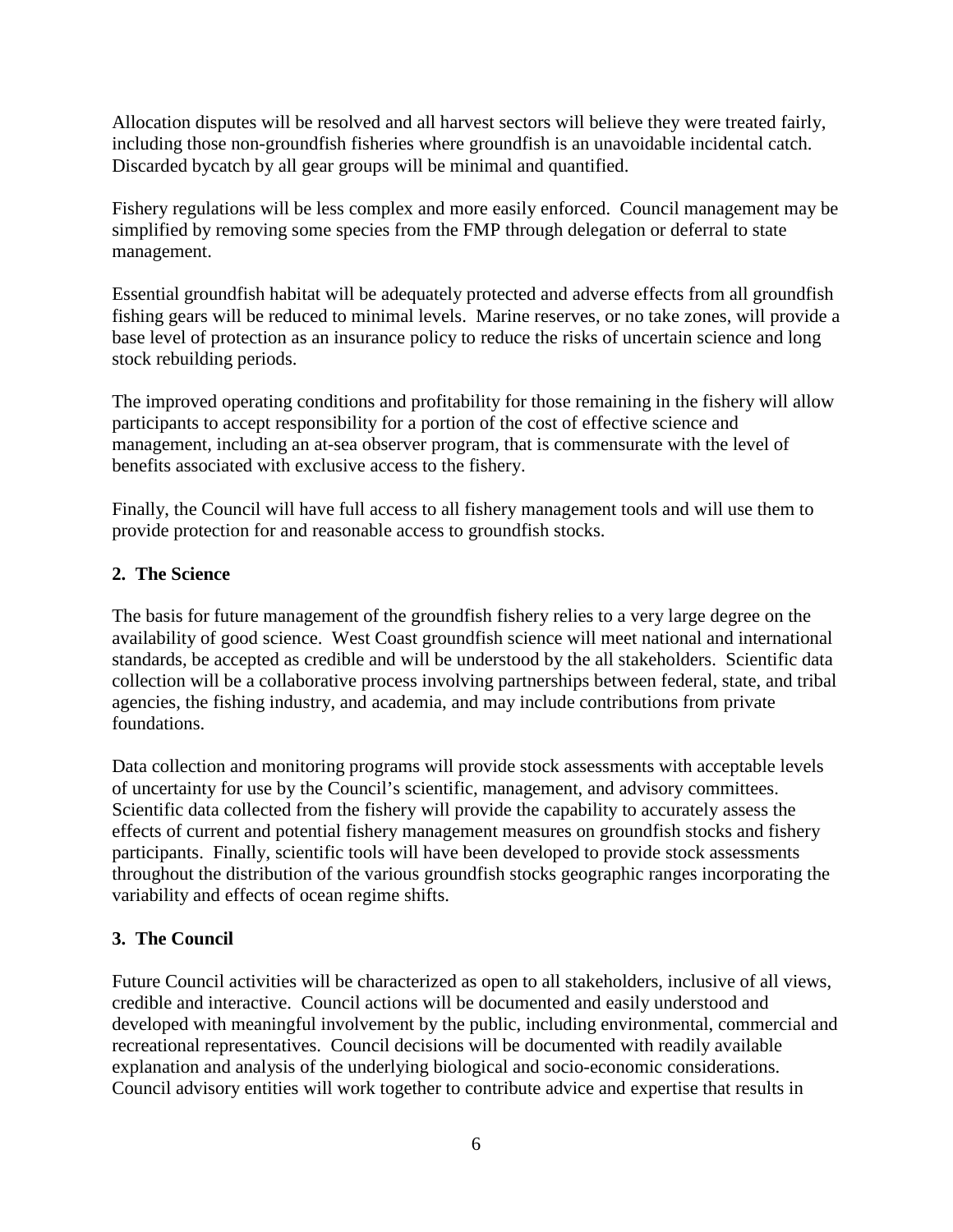Allocation disputes will be resolved and all harvest sectors will believe they were treated fairly, including those non-groundfish fisheries where groundfish is an unavoidable incidental catch. Discarded bycatch by all gear groups will be minimal and quantified.

Fishery regulations will be less complex and more easily enforced. Council management may be simplified by removing some species from the FMP through delegation or deferral to state management.

Essential groundfish habitat will be adequately protected and adverse effects from all groundfish fishing gears will be reduced to minimal levels. Marine reserves, or no take zones, will provide a base level of protection as an insurance policy to reduce the risks of uncertain science and long stock rebuilding periods.

The improved operating conditions and profitability for those remaining in the fishery will allow participants to accept responsibility for a portion of the cost of effective science and management, including an at-sea observer program, that is commensurate with the level of benefits associated with exclusive access to the fishery.

Finally, the Council will have full access to all fishery management tools and will use them to provide protection for and reasonable access to groundfish stocks.

## 2. The Science

The basis for future management of the groundfish fishery relies to a very large degree on the availability of good science. West Coast groundfish science will meet national and international standards, be accepted as credible and will be understood by the all stakeholders. Scientific data collection will be a collaborative process involving partnerships between federal, state, and tribal agencies, the fishing industry, and academia, and may include contributions from private foundations.

Data collection and monitoring programs will provide stock assessments with acceptable levels of uncertainty for use by the Council's scientific, management, and advisory committees. Scientific data collected from the fishery will provide the capability to accurately assess the effects of current and potential fishery management measures on groundfish stocks and fishery participants. Finally, scientific tools will have been developed to provide stock assessments throughout the distribution of the various groundfish stocks geographic ranges incorporating the variability and effects of ocean regime shifts.

## 3. The Council

Future Council activities will be characterized as open to all stakeholders, inclusive of all views, credible and interactive. Council actions will be documented and easily understood and developed with meaningful involvement by the public, including environmental, commercial and recreational representatives. Council decisions will be documented with readily available explanation and analysis of the underlying biological and socio-economic considerations. Council advisory entities will work together to contribute advice and expertise that results in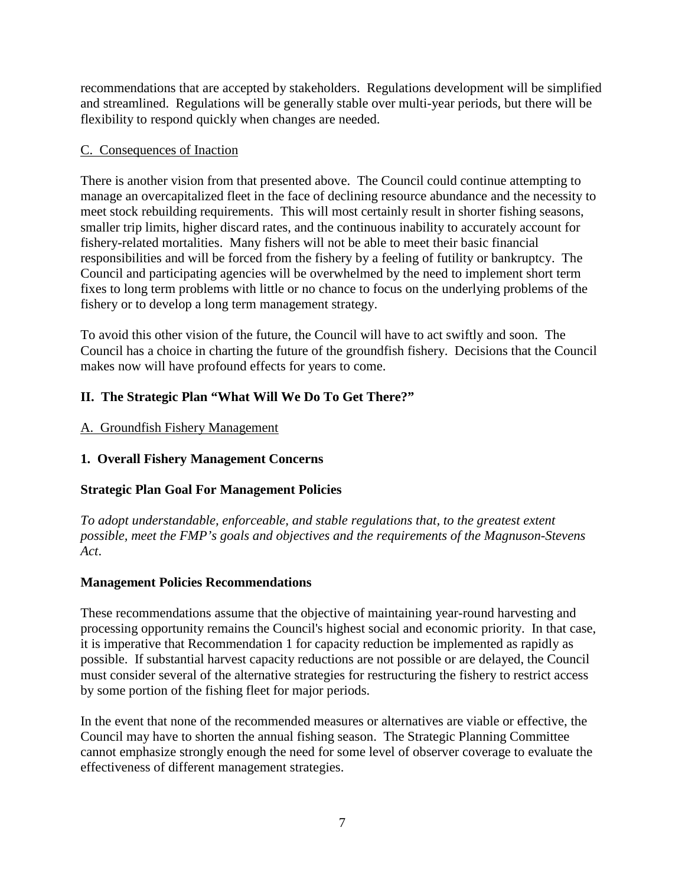recommendations that are accepted by stakeholders. Regulations development will be simplified and streamlined. Regulations will be generally stable over multi-year periods, but there will be flexibility to respond quickly when changes are needed.

C. Consequences of Inaction

There is another vision from that presented above. The Council could continue attempting to manage an overcapitalized fleet in the face of declining resource abundance and the necessity to meet stock rebuilding requirements. This will most certainly result in shorter fishing seasons, smaller trip limits, higher discard rates, and the continuous inability to accurately account for fishery-related mortalities. Many fishers will not be able to meet their basic financial responsibilities and will be forced from the fishery by a feeling of futility or bankruptcy. The Council and participating agencies will be overwhelmed by the need to implement short term fixes to long term problems with little or no chance to focus on the underlying problems of the fishery or to develop a long term management strategy.

To avoid this other vision of the future, the Council will have to act swiftly and soon. The Council has a choice in charting the future of the groundfish fishery. Decisions that the Council makes now will have profound effects for years to come.

## II. The Strategic Plan "What Will We Do To Get There?"

A. Groundfish Fishery Management

### 1. Overall Fishery Management Concerns

**Strategic Plan Goal For Management Policies**

*To adopt understandable, enforceable, and stable regulations that, to the greatest extent possible, meet the FMP's goals and objectives and the requirements of the Magnuson-Stevens Act.*

**Management Policies Recommendations**

These recommendations assume that the objective of maintaining year-round harvesting and processing opportunity remains the Council's highest social and economic priority. In that case, it is imperative that Recommendation 1 for capacity reduction be implemented as rapidly as possible. If substantial harvest capacity reductions are not possible or are delayed, the Council must consider several of the alternative strategies for restructuring the fishery to restrict access by some portion of the fishing fleet for major periods.

In the event that none of the recommended measures or alternatives are viable or effective, the Council may have to shorten the annual fishing season. The Strategic Planning Committee cannot emphasize strongly enough the need for some level of observer coverage to evaluate the effectiveness of different management strategies.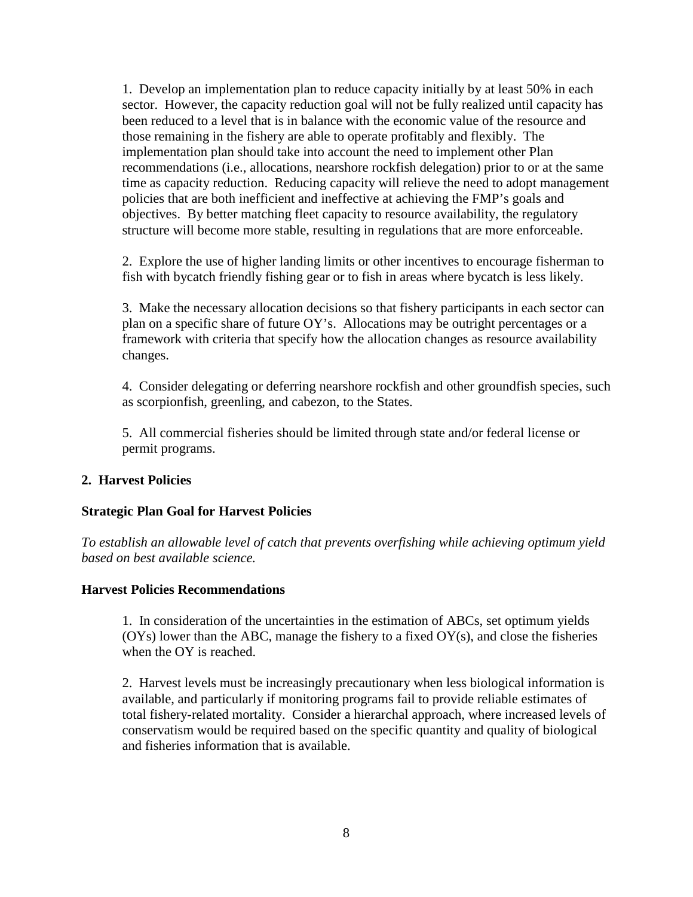1. Develop an implementation plan to reduce capacity initially by at least 50% in each sector. However, the capacity reduction goal will not be fully realized until capacity has been reduced to a level that is in balance with the economic value of the resource and those remaining in the fishery are able to operate profitably and flexibly. The implementation plan should take into account the need to implement other Plan recommendations (i.e., allocations, nearshore rockfish delegation) prior to or at the same time as capacity reduction. Reducing capacity will relieve the need to adopt management policies that are both inefficient and ineffective at achieving the FMP's goals and objectives. By better matching fleet capacity to resource availability, the regulatory structure will become more stable, resulting in regulations that are more enforceable.

2. Explore the use of higher landing limits or other incentives to encourage fisherman to fish with bycatch friendly fishing gear or to fish in areas where bycatch is less likely.

3. Make the necessary allocation decisions so that fishery participants in each sector can plan on a specific share of future OY's. Allocations may be outright percentages or a framework with criteria that specify how the allocation changes as resource availability changes.

4. Consider delegating or deferring nearshore rockfish and other groundfish species, such as scorpionfish, greenling, and cabezon, to the States.

5. All commercial fisheries should be limited through state and/or federal license or permit programs.

## 2. Harvest Policies

### Strategic Plan Goal for Harvest Policies

*To establish an allowable level of catch that prevents overfishing while achieving optimum yield based on best available science.*

### Harvest Policies Recommendations

1. In consideration of the uncertainties in the estimation of ABCs, set optimum yields (OYs) lower than the ABC, manage the fishery to a fixed OY(s), and close the fisheries when the OY is reached.

2. Harvest levels must be increasingly precautionary when less biological information is available, and particularly if monitoring programs fail to provide reliable estimates of total fishery-related mortality. Consider a hierarchal approach, where increased levels of conservatism would be required based on the specific quantity and quality of biological and fisheries information that is available.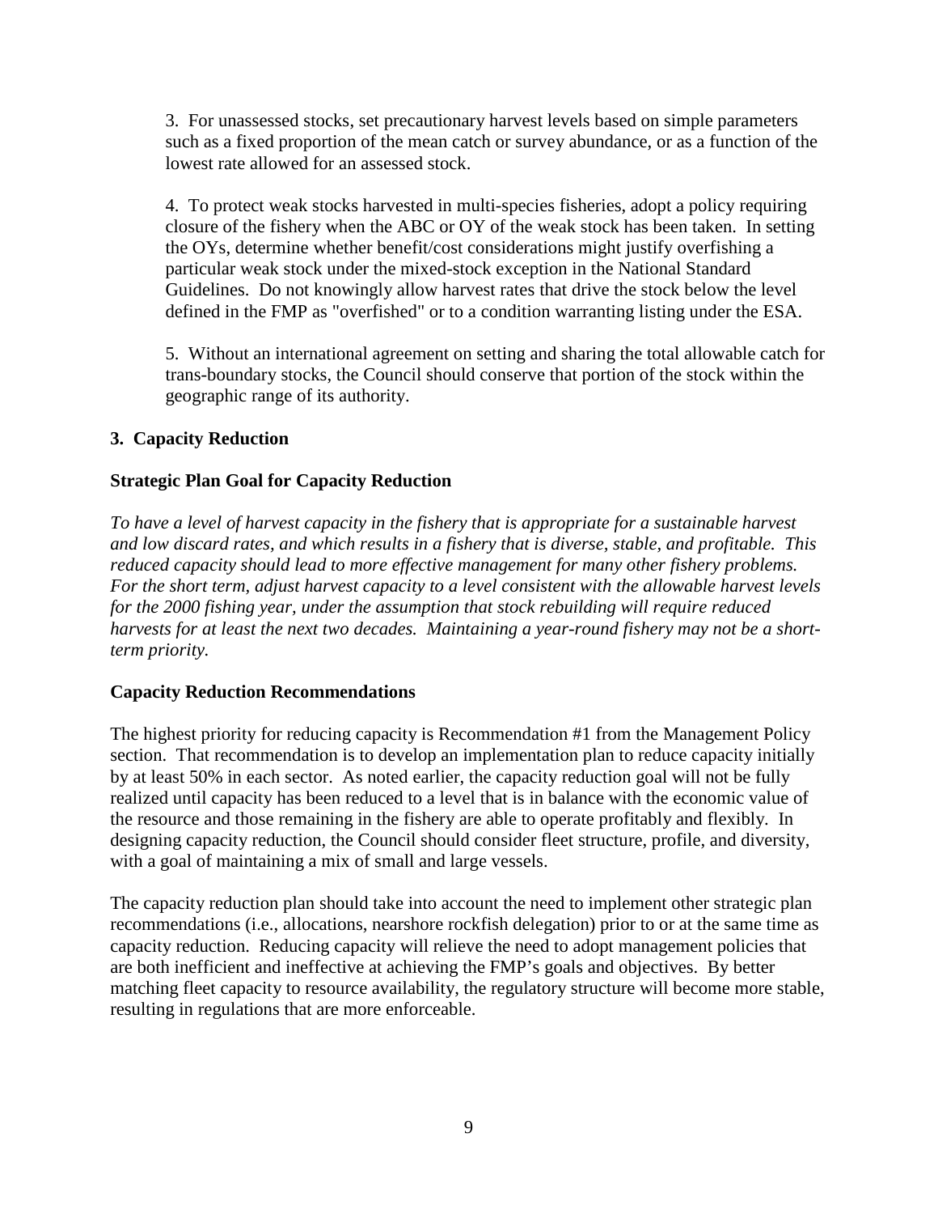3. For unassessed stocks, set precautionary harvest levels based on simple parameters such as a fixed proportion of the mean catch or survey abundance, or as a function of the lowest rate allowed for an assessed stock.

4. To protect weak stocks harvested in multi-species fisheries, adopt a policy requiring closure of the fishery when the ABC or OY of the weak stock has been taken. In setting the OYs, determine whether benefit/cost considerations might justify overfishing a particular weak stock under the mixed-stock exception in the National Standard Guidelines. Do not knowingly allow harvest rates that drive the stock below the level defined in the FMP as "overfished" or to a condition warranting listing under the ESA.

5. Without an international agreement on setting and sharing the total allowable catch for trans-boundary stocks, the Council should conserve that portion of the stock within the geographic range of its authority.

### 3. Capacity Reduction

#### Strategic Plan Goal for Capacity Reduction

*To have a level of harvest capacity in the fishery that is appropriate for a sustainable harvest and low discard rates, and which results in a fishery that is diverse, stable, and profitable. This reduced capacity should lead to more effective management for many other fishery problems. For the short term, adjust harvest capacity to a level consistent with the allowable harvest levels for the 2000 fishing year, under the assumption that stock rebuilding will require reduced harvests for at least the next two decades. Maintaining a year-round fishery may not be a short-term priority.*

#### Capacity Reduction Recommendations

The highest priority for reducing capacity is Recommendation #1 from the Management Policy section. That recommendation is to develop an implementation plan to reduce capacity initially by at least 50% in each sector. As noted earlier, the capacity reduction goal will not be fully realized until capacity has been reduced to a level that is in balance with the economic value of the resource and those remaining in the fishery are able to operate profitably and flexibly. In designing capacity reduction, the Council should consider fleet structure, profile, and diversity, with a goal of maintaining a mix of small and large vessels.

The capacity reduction plan should take into account the need to implement other strategic plan recommendations (i.e., allocations, nearshore rockfish delegation) prior to or at the same time as capacity reduction. Reducing capacity will relieve the need to adopt management policies that are both inefficient and ineffective at achieving the FMP's goals and objectives. By better matching fleet capacity to resource availability, the regulatory structure will become more stable, resulting in regulations that are more enforceable.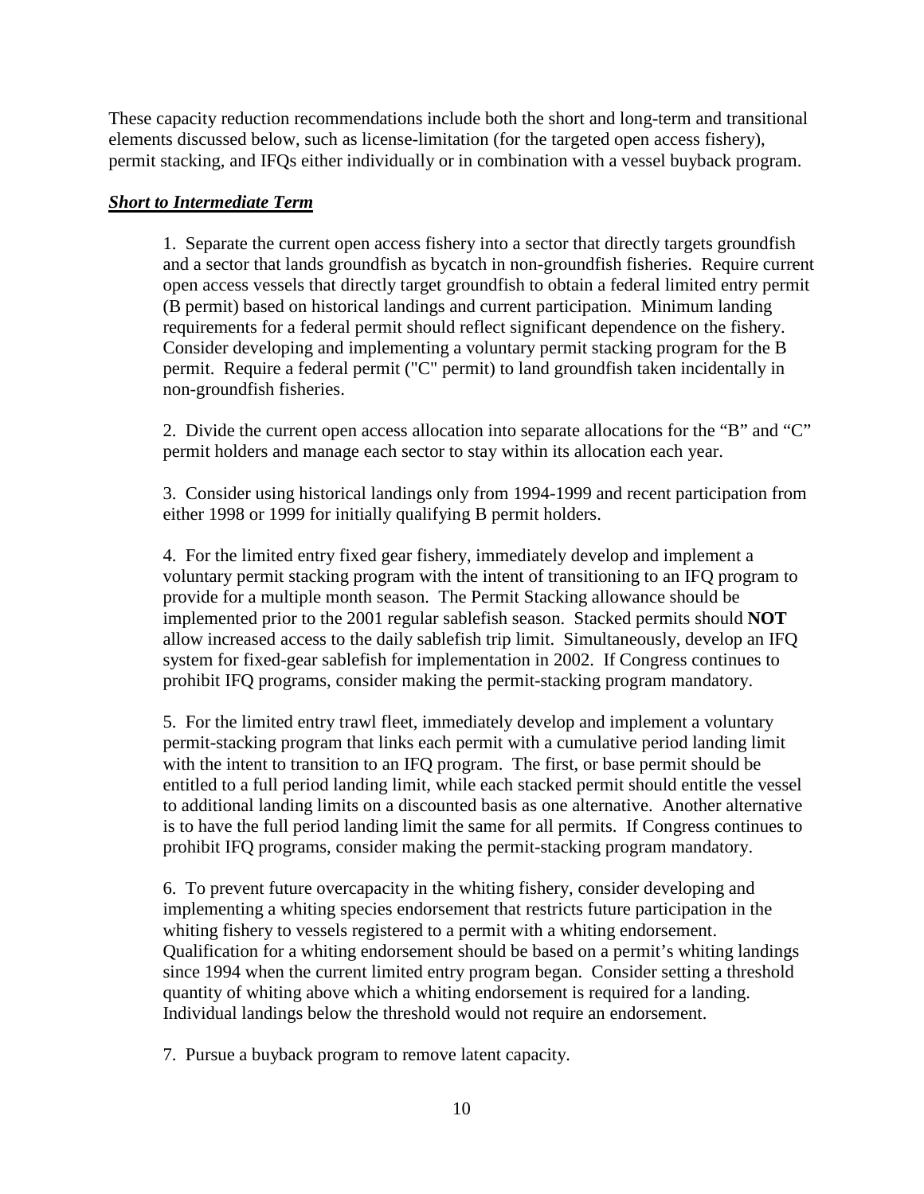These capacity reduction recommendations include both the short and long-term and transitional elements discussed below, such as license-limitation (for the targeted open access fishery), permit stacking, and IFQs either individually or in combination with a vessel buyback program.

***Short to Intermediate Term***

1. Separate the current open access fishery into a sector that directly targets groundfish and a sector that lands groundfish as bycatch in non-groundfish fisheries. Require current open access vessels that directly target groundfish to obtain a federal limited entry permit (B permit) based on historical landings and current participation. Minimum landing requirements for a federal permit should reflect significant dependence on the fishery. Consider developing and implementing a voluntary permit stacking program for the B permit. Require a federal permit ("C" permit) to land groundfish taken incidentally in non-groundfish fisheries.

2. Divide the current open access allocation into separate allocations for the "B" and "C" permit holders and manage each sector to stay within its allocation each year.

3. Consider using historical landings only from 1994-1999 and recent participation from either 1998 or 1999 for initially qualifying B permit holders.

4. For the limited entry fixed gear fishery, immediately develop and implement a voluntary permit stacking program with the intent of transitioning to an IFQ program to provide for a multiple month season. The Permit Stacking allowance should be implemented prior to the 2001 regular sablefish season. Stacked permits should **NOT** allow increased access to the daily sablefish trip limit. Simultaneously, develop an IFQ system for fixed-gear sablefish for implementation in 2002. If Congress continues to prohibit IFQ programs, consider making the permit-stacking program mandatory.

5. For the limited entry trawl fleet, immediately develop and implement a voluntary permit-stacking program that links each permit with a cumulative period landing limit with the intent to transition to an IFQ program. The first, or base permit should be entitled to a full period landing limit, while each stacked permit should entitle the vessel to additional landing limits on a discounted basis as one alternative. Another alternative is to have the full period landing limit the same for all permits. If Congress continues to prohibit IFQ programs, consider making the permit-stacking program mandatory.

6. To prevent future overcapacity in the whiting fishery, consider developing and implementing a whiting species endorsement that restricts future participation in the whiting fishery to vessels registered to a permit with a whiting endorsement. Qualification for a whiting endorsement should be based on a permit's whiting landings since 1994 when the current limited entry program began. Consider setting a threshold quantity of whiting above which a whiting endorsement is required for a landing. Individual landings below the threshold would not require an endorsement.

7. Pursue a buyback program to remove latent capacity.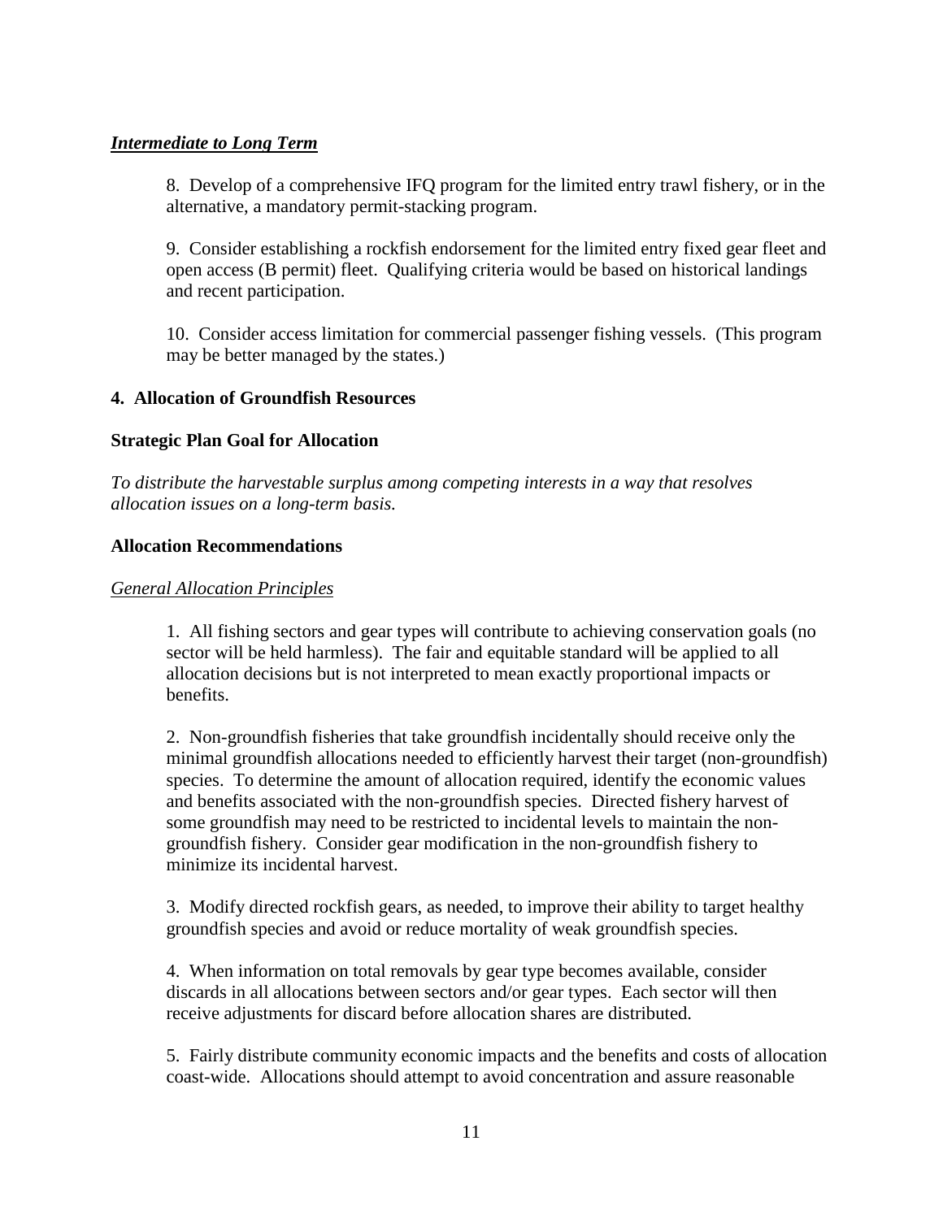***Intermediate to Long Term***

8. Develop of a comprehensive IFQ program for the limited entry trawl fishery, or in the alternative, a mandatory permit-stacking program.

9. Consider establishing a rockfish endorsement for the limited entry fixed gear fleet and open access (B permit) fleet. Qualifying criteria would be based on historical landings and recent participation.

10. Consider access limitation for commercial passenger fishing vessels. (This program may be better managed by the states.)

## 4. Allocation of Groundfish Resources

### Strategic Plan Goal for Allocation

*To distribute the harvestable surplus among competing interests in a way that resolves allocation issues on a long-term basis.*

### Allocation Recommendations

*General Allocation Principles*

1. All fishing sectors and gear types will contribute to achieving conservation goals (no sector will be held harmless). The fair and equitable standard will be applied to all allocation decisions but is not interpreted to mean exactly proportional impacts or benefits.

2. Non-groundfish fisheries that take groundfish incidentally should receive only the minimal groundfish allocations needed to efficiently harvest their target (non-groundfish) species. To determine the amount of allocation required, identify the economic values and benefits associated with the non-groundfish species. Directed fishery harvest of some groundfish may need to be restricted to incidental levels to maintain the non-groundfish fishery. Consider gear modification in the non-groundfish fishery to minimize its incidental harvest.

3. Modify directed rockfish gears, as needed, to improve their ability to target healthy groundfish species and avoid or reduce mortality of weak groundfish species.

4. When information on total removals by gear type becomes available, consider discards in all allocations between sectors and/or gear types. Each sector will then receive adjustments for discard before allocation shares are distributed.

5. Fairly distribute community economic impacts and the benefits and costs of allocation coast-wide. Allocations should attempt to avoid concentration and assure reasonable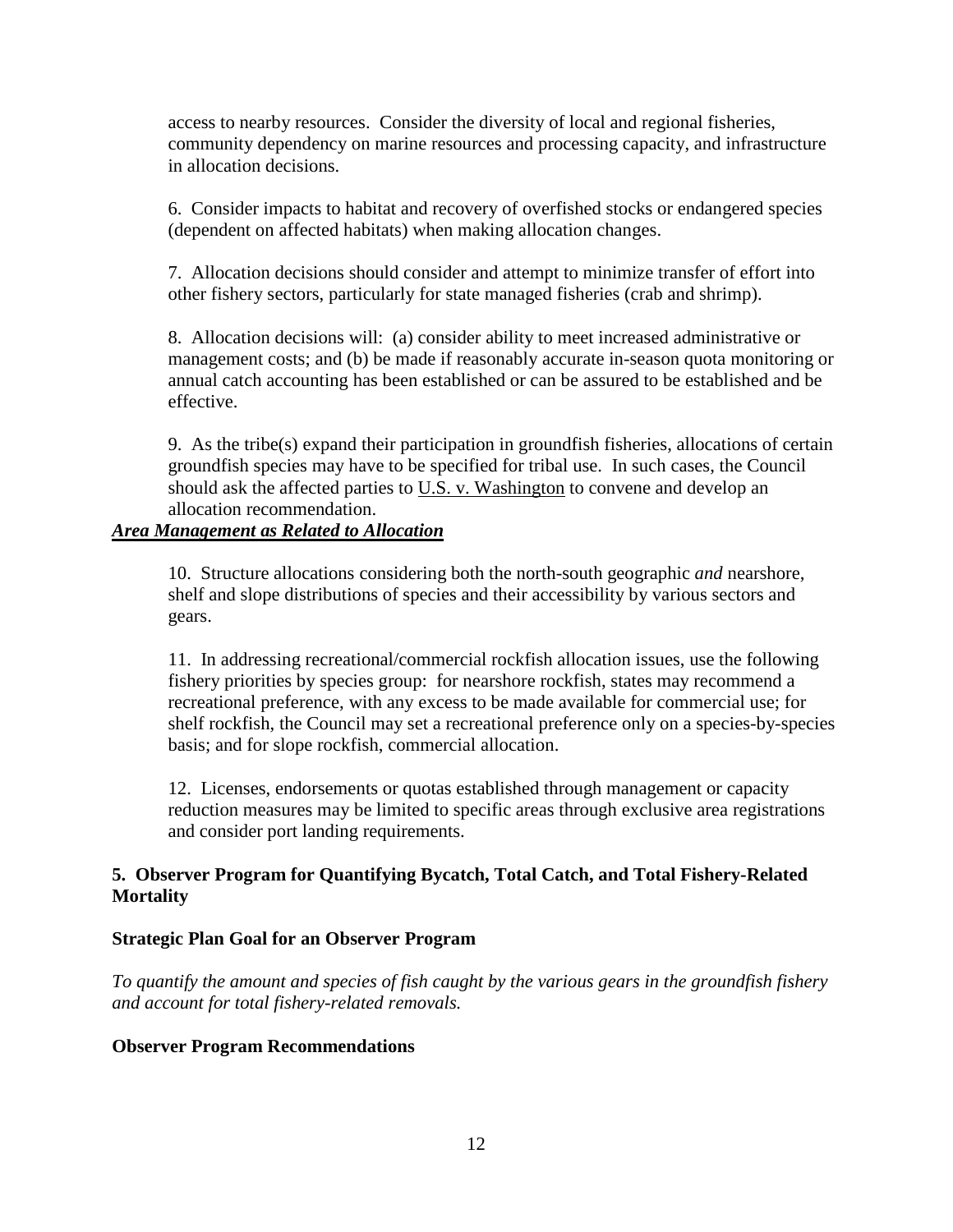access to nearby resources. Consider the diversity of local and regional fisheries, community dependency on marine resources and processing capacity, and infrastructure in allocation decisions.

6. Consider impacts to habitat and recovery of overfished stocks or endangered species (dependent on affected habitats) when making allocation changes.

7. Allocation decisions should consider and attempt to minimize transfer of effort into other fishery sectors, particularly for state managed fisheries (crab and shrimp).

8. Allocation decisions will: (a) consider ability to meet increased administrative or management costs; and (b) be made if reasonably accurate in-season quota monitoring or annual catch accounting has been established or can be assured to be established and be effective.

9. As the tribe(s) expand their participation in groundfish fisheries, allocations of certain groundfish species may have to be specified for tribal use. In such cases, the Council should ask the affected parties to U.S. v. Washington to convene and develop an allocation recommendation.

***Area Management as Related to Allocation***

10. Structure allocations considering both the north-south geographic *and* nearshore, shelf and slope distributions of species and their accessibility by various sectors and gears.

11. In addressing recreational/commercial rockfish allocation issues, use the following fishery priorities by species group: for nearshore rockfish, states may recommend a recreational preference, with any excess to be made available for commercial use; for shelf rockfish, the Council may set a recreational preference only on a species-by-species basis; and for slope rockfish, commercial allocation.

12. Licenses, endorsements or quotas established through management or capacity reduction measures may be limited to specific areas through exclusive area registrations and consider port landing requirements.

## 5. Observer Program for Quantifying Bycatch, Total Catch, and Total Fishery-Related Mortality

### Strategic Plan Goal for an Observer Program

*To quantify the amount and species of fish caught by the various gears in the groundfish fishery and account for total fishery-related removals.*

### Observer Program Recommendations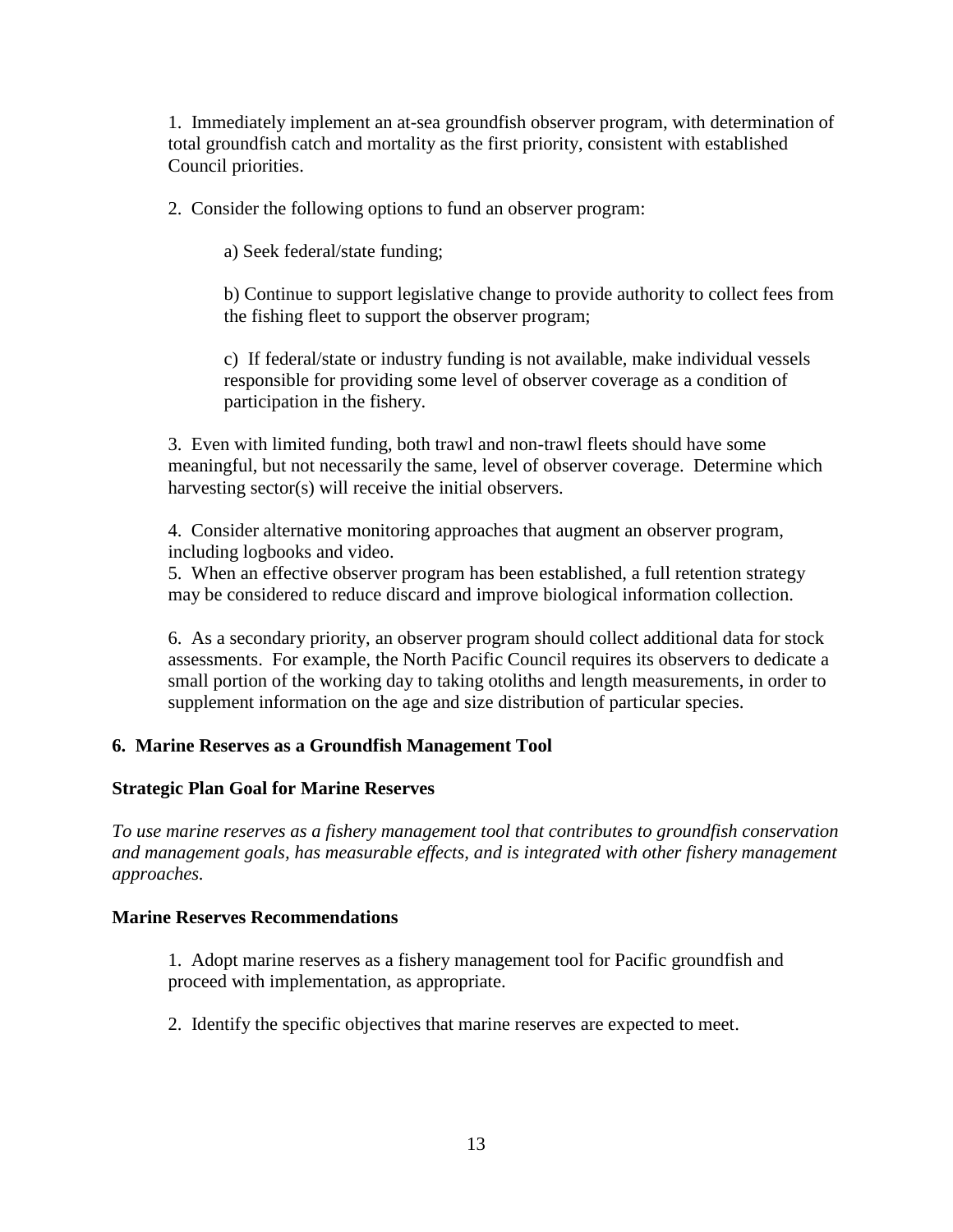1. Immediately implement an at-sea groundfish observer program, with determination of total groundfish catch and mortality as the first priority, consistent with established Council priorities.

2. Consider the following options to fund an observer program:

   a) Seek federal/state funding;

   b) Continue to support legislative change to provide authority to collect fees from the fishing fleet to support the observer program;

   c) If federal/state or industry funding is not available, make individual vessels responsible for providing some level of observer coverage as a condition of participation in the fishery.

3. Even with limited funding, both trawl and non-trawl fleets should have some meaningful, but not necessarily the same, level of observer coverage. Determine which harvesting sector(s) will receive the initial observers.

4. Consider alternative monitoring approaches that augment an observer program, including logbooks and video.

5. When an effective observer program has been established, a full retention strategy may be considered to reduce discard and improve biological information collection.

6. As a secondary priority, an observer program should collect additional data for stock assessments. For example, the North Pacific Council requires its observers to dedicate a small portion of the working day to taking otoliths and length measurements, in order to supplement information on the age and size distribution of particular species.

## 6. Marine Reserves as a Groundfish Management Tool

### Strategic Plan Goal for Marine Reserves

*To use marine reserves as a fishery management tool that contributes to groundfish conservation and management goals, has measurable effects, and is integrated with other fishery management approaches.*

### Marine Reserves Recommendations

1. Adopt marine reserves as a fishery management tool for Pacific groundfish and proceed with implementation, as appropriate.

2. Identify the specific objectives that marine reserves are expected to meet.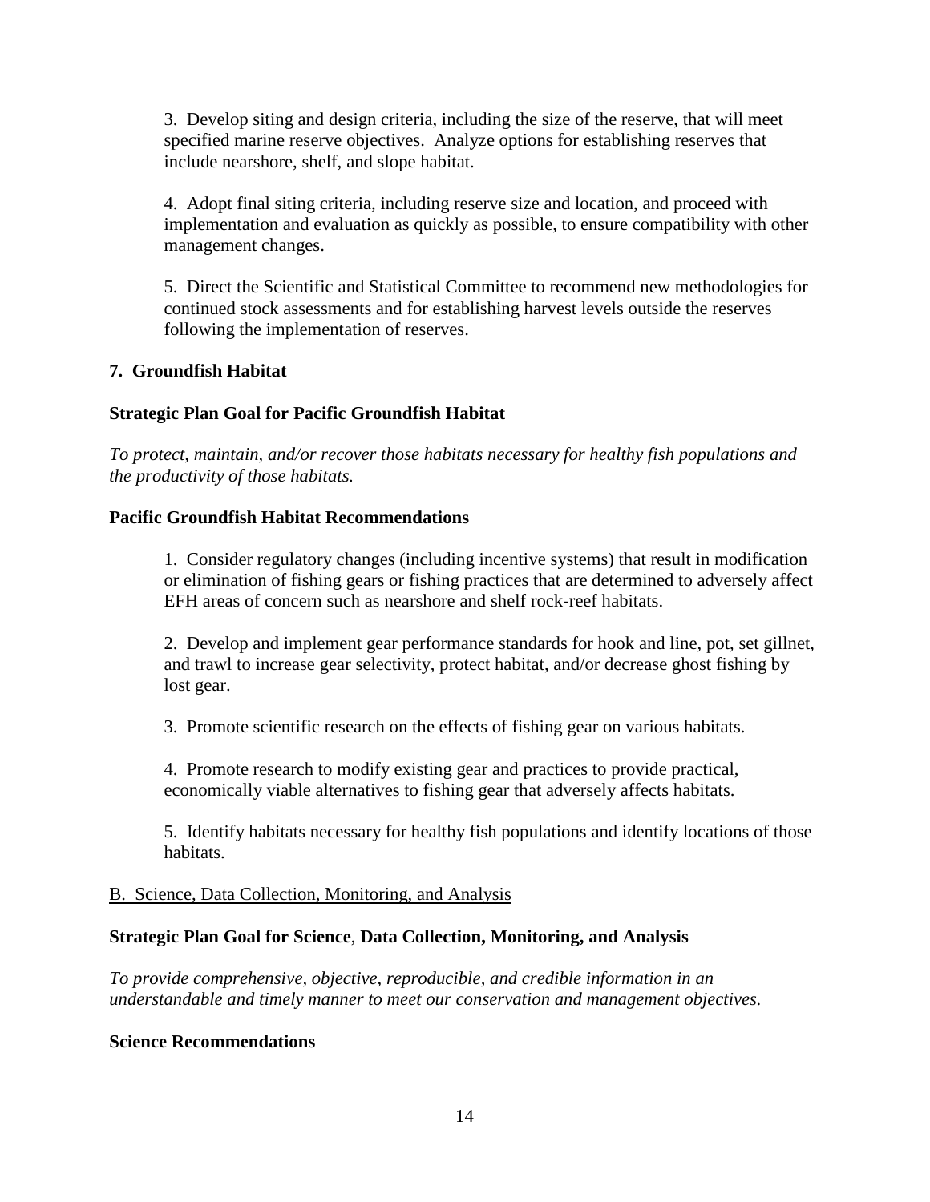3. Develop siting and design criteria, including the size of the reserve, that will meet specified marine reserve objectives. Analyze options for establishing reserves that include nearshore, shelf, and slope habitat.

4. Adopt final siting criteria, including reserve size and location, and proceed with implementation and evaluation as quickly as possible, to ensure compatibility with other management changes.

5. Direct the Scientific and Statistical Committee to recommend new methodologies for continued stock assessments and for establishing harvest levels outside the reserves following the implementation of reserves.

### 7. Groundfish Habitat

**Strategic Plan Goal for Pacific Groundfish Habitat**

*To protect, maintain, and/or recover those habitats necessary for healthy fish populations and the productivity of those habitats.*

**Pacific Groundfish Habitat Recommendations**

1. Consider regulatory changes (including incentive systems) that result in modification or elimination of fishing gears or fishing practices that are determined to adversely affect EFH areas of concern such as nearshore and shelf rock-reef habitats.

2. Develop and implement gear performance standards for hook and line, pot, set gillnet, and trawl to increase gear selectivity, protect habitat, and/or decrease ghost fishing by lost gear.

3. Promote scientific research on the effects of fishing gear on various habitats.

4. Promote research to modify existing gear and practices to provide practical, economically viable alternatives to fishing gear that adversely affects habitats.

5. Identify habitats necessary for healthy fish populations and identify locations of those habitats.

## B. Science, Data Collection, Monitoring, and Analysis

**Strategic Plan Goal for Science, Data Collection, Monitoring, and Analysis**

*To provide comprehensive, objective, reproducible, and credible information in an understandable and timely manner to meet our conservation and management objectives.*

**Science Recommendations**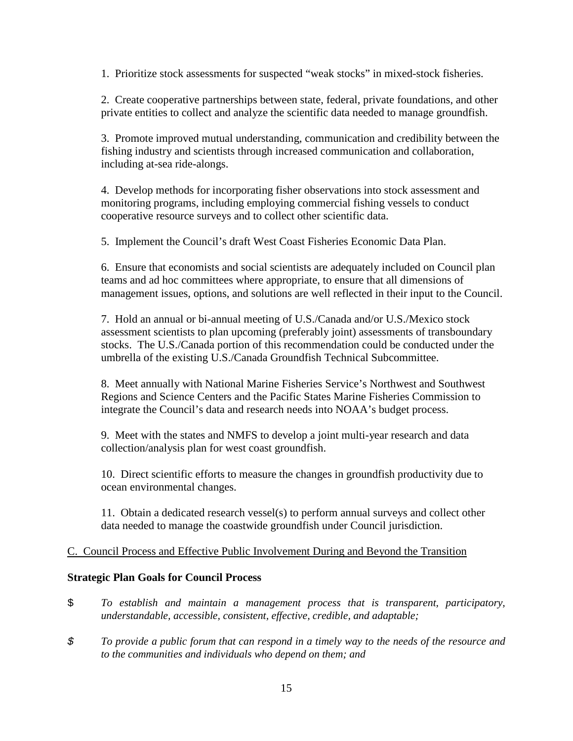1. Prioritize stock assessments for suspected "weak stocks" in mixed-stock fisheries.

2. Create cooperative partnerships between state, federal, private foundations, and other private entities to collect and analyze the scientific data needed to manage groundfish.

3. Promote improved mutual understanding, communication and credibility between the fishing industry and scientists through increased communication and collaboration, including at-sea ride-alongs.

4. Develop methods for incorporating fisher observations into stock assessment and monitoring programs, including employing commercial fishing vessels to conduct cooperative resource surveys and to collect other scientific data.

5. Implement the Council's draft West Coast Fisheries Economic Data Plan.

6. Ensure that economists and social scientists are adequately included on Council plan teams and ad hoc committees where appropriate, to ensure that all dimensions of management issues, options, and solutions are well reflected in their input to the Council.

7. Hold an annual or bi-annual meeting of U.S./Canada and/or U.S./Mexico stock assessment scientists to plan upcoming (preferably joint) assessments of transboundary stocks. The U.S./Canada portion of this recommendation could be conducted under the umbrella of the existing U.S./Canada Groundfish Technical Subcommittee.

8. Meet annually with National Marine Fisheries Service's Northwest and Southwest Regions and Science Centers and the Pacific States Marine Fisheries Commission to integrate the Council's data and research needs into NOAA's budget process.

9. Meet with the states and NMFS to develop a joint multi-year research and data collection/analysis plan for west coast groundfish.

10. Direct scientific efforts to measure the changes in groundfish productivity due to ocean environmental changes.

11. Obtain a dedicated research vessel(s) to perform annual surveys and collect other data needed to manage the coastwide groundfish under Council jurisdiction.

C. Council Process and Effective Public Involvement During and Beyond the Transition

**Strategic Plan Goals for Council Process**

- *To establish and maintain a management process that is transparent, participatory, understandable, accessible, consistent, effective, credible, and adaptable;*

- *To provide a public forum that can respond in a timely way to the needs of the resource and to the communities and individuals who depend on them; and*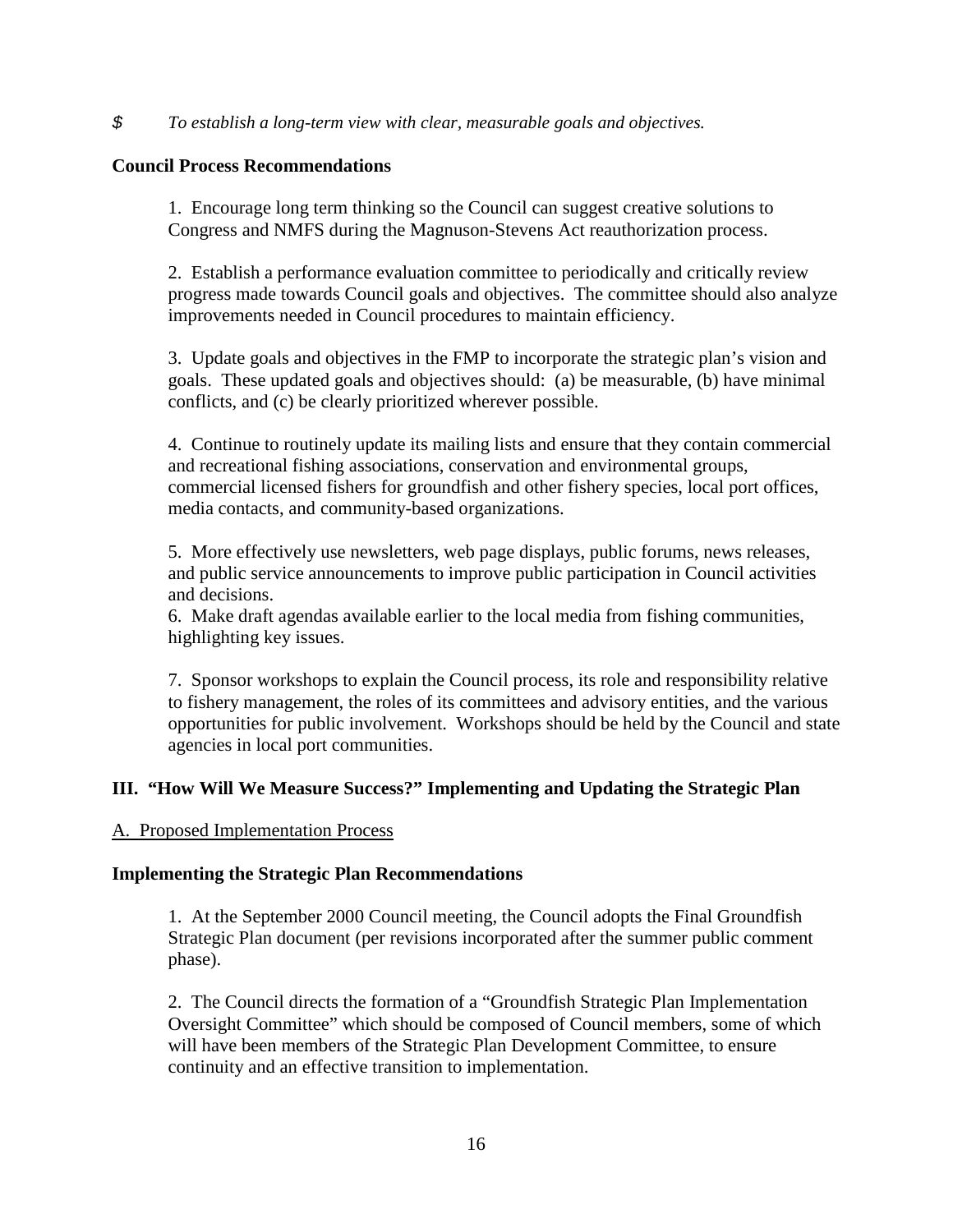$ *To establish a long-term view with clear, measurable goals and objectives.*

**Council Process Recommendations**

1. Encourage long term thinking so the Council can suggest creative solutions to Congress and NMFS during the Magnuson-Stevens Act reauthorization process.

2. Establish a performance evaluation committee to periodically and critically review progress made towards Council goals and objectives. The committee should also analyze improvements needed in Council procedures to maintain efficiency.

3. Update goals and objectives in the FMP to incorporate the strategic plan's vision and goals. These updated goals and objectives should: (a) be measurable, (b) have minimal conflicts, and (c) be clearly prioritized wherever possible.

4. Continue to routinely update its mailing lists and ensure that they contain commercial and recreational fishing associations, conservation and environmental groups, commercial licensed fishers for groundfish and other fishery species, local port offices, media contacts, and community-based organizations.

5. More effectively use newsletters, web page displays, public forums, news releases, and public service announcements to improve public participation in Council activities and decisions.

6. Make draft agendas available earlier to the local media from fishing communities, highlighting key issues.

7. Sponsor workshops to explain the Council process, its role and responsibility relative to fishery management, the roles of its committees and advisory entities, and the various opportunities for public involvement. Workshops should be held by the Council and state agencies in local port communities.

## III. "How Will We Measure Success?" Implementing and Updating the Strategic Plan

A. Proposed Implementation Process

**Implementing the Strategic Plan Recommendations**

1. At the September 2000 Council meeting, the Council adopts the Final Groundfish Strategic Plan document (per revisions incorporated after the summer public comment phase).

2. The Council directs the formation of a "Groundfish Strategic Plan Implementation Oversight Committee" which should be composed of Council members, some of which will have been members of the Strategic Plan Development Committee, to ensure continuity and an effective transition to implementation.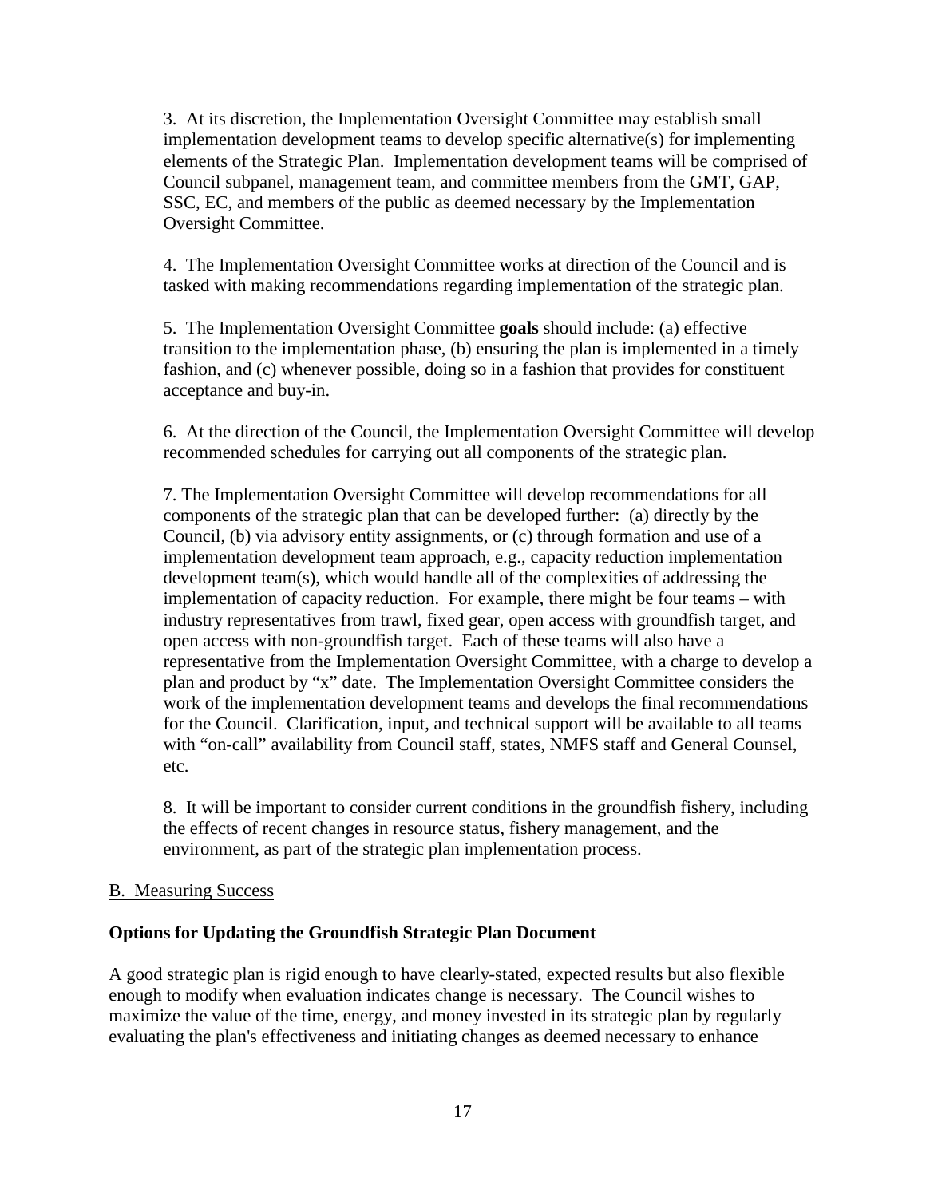3. At its discretion, the Implementation Oversight Committee may establish small implementation development teams to develop specific alternative(s) for implementing elements of the Strategic Plan. Implementation development teams will be comprised of Council subpanel, management team, and committee members from the GMT, GAP, SSC, EC, and members of the public as deemed necessary by the Implementation Oversight Committee.

4. The Implementation Oversight Committee works at direction of the Council and is tasked with making recommendations regarding implementation of the strategic plan.

5. The Implementation Oversight Committee **goals** should include: (a) effective transition to the implementation phase, (b) ensuring the plan is implemented in a timely fashion, and (c) whenever possible, doing so in a fashion that provides for constituent acceptance and buy-in.

6. At the direction of the Council, the Implementation Oversight Committee will develop recommended schedules for carrying out all components of the strategic plan.

7. The Implementation Oversight Committee will develop recommendations for all components of the strategic plan that can be developed further: (a) directly by the Council, (b) via advisory entity assignments, or (c) through formation and use of a implementation development team approach, e.g., capacity reduction implementation development team(s), which would handle all of the complexities of addressing the implementation of capacity reduction. For example, there might be four teams – with industry representatives from trawl, fixed gear, open access with groundfish target, and open access with non-groundfish target. Each of these teams will also have a representative from the Implementation Oversight Committee, with a charge to develop a plan and product by "x" date. The Implementation Oversight Committee considers the work of the implementation development teams and develops the final recommendations for the Council. Clarification, input, and technical support will be available to all teams with "on-call" availability from Council staff, states, NMFS staff and General Counsel, etc.

8. It will be important to consider current conditions in the groundfish fishery, including the effects of recent changes in resource status, fishery management, and the environment, as part of the strategic plan implementation process.

<u>B. Measuring Success</u>

**Options for Updating the Groundfish Strategic Plan Document**

A good strategic plan is rigid enough to have clearly-stated, expected results but also flexible enough to modify when evaluation indicates change is necessary. The Council wishes to maximize the value of the time, energy, and money invested in its strategic plan by regularly evaluating the plan's effectiveness and initiating changes as deemed necessary to enhance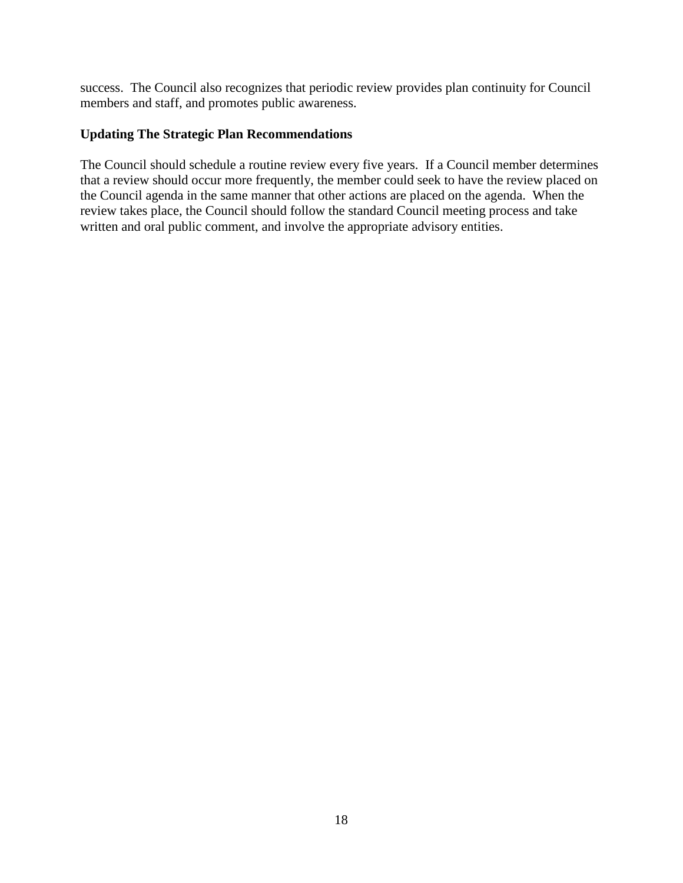success.  The Council also recognizes that periodic review provides plan continuity for Council members and staff, and promotes public awareness.

**Updating The Strategic Plan Recommendations**

The Council should schedule a routine review every five years.  If a Council member determines that a review should occur more frequently, the member could seek to have the review placed on the Council agenda in the same manner that other actions are placed on the agenda.  When the review takes place, the Council should follow the standard Council meeting process and take written and oral public comment, and involve the appropriate advisory entities.